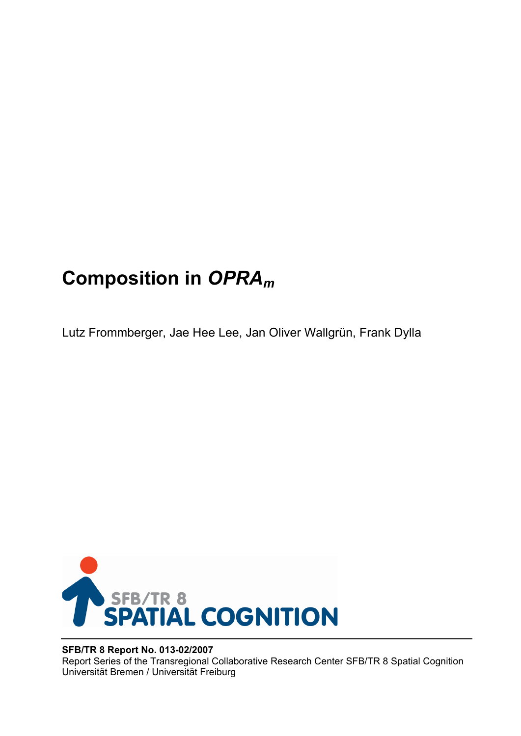# Composition in $OPRA_m$

Lutz Frommberger, Jae Hee Lee, Jan Oliver Wallgrün, Frank Dylla

SFB/TR 8
SPATIAL COGNITION

**SFB/TR 8 Report No. 013-02/2007**
Report Series of the Transregional Collaborative Research Center SFB/TR 8 Spatial Cognition
Universität Bremen / Universität Freiburg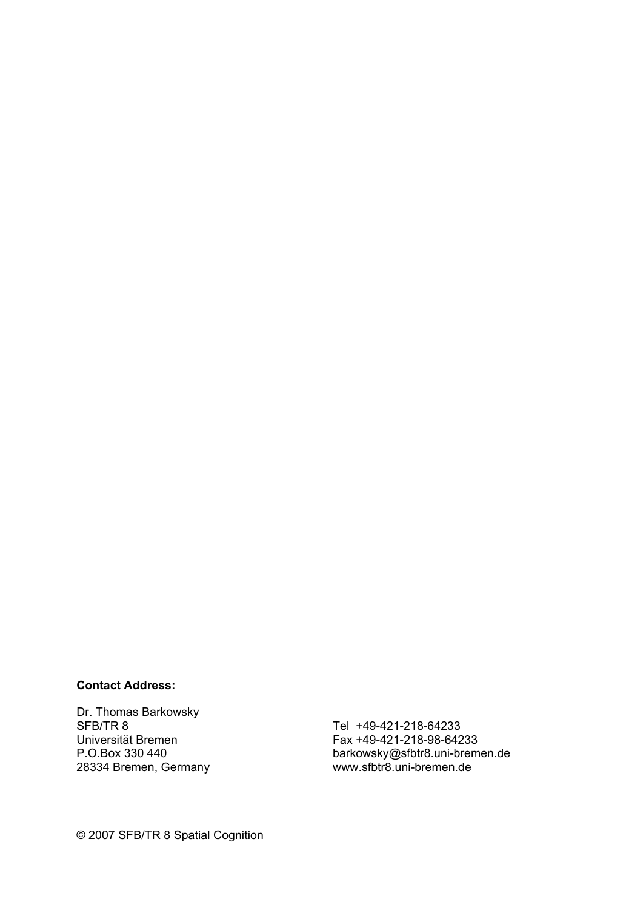**Contact Address:**

Dr. Thomas Barkowsky
SFB/TR 8
Universität Bremen
P.O.Box 330 440
28334 Bremen, Germany

Tel +49-421-218-64233
Fax +49-421-218-98-64233
barkowsky@sfbtr8.uni-bremen.de
www.sfbtr8.uni-bremen.de

© 2007 SFB/TR 8 Spatial Cognition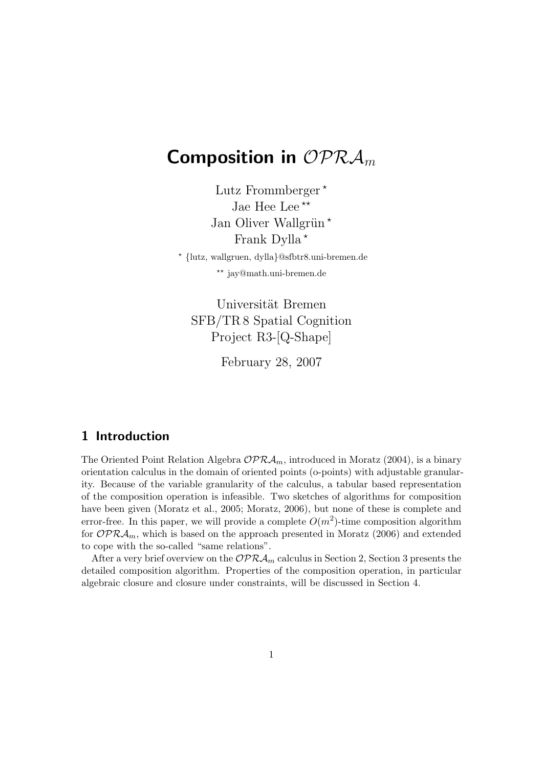# Composition in $\mathcal{OPRA}_m$

Lutz Frommberger [⋆]
Jae Hee Lee [⋆⋆]
Jan Oliver Wallgrün [⋆]
Frank Dylla [⋆]

[⋆] {lutz, wallgruen, dylla}@sfbtr8.uni-bremen.de

[⋆⋆] jay@math.uni-bremen.de

Universität Bremen
SFB/TR 8 Spatial Cognition
Project R3-[Q-Shape]

February 28, 2007

## 1 Introduction

The Oriented Point Relation Algebra $\mathcal{OPRA}_m$, introduced in Moratz (2004), is a binary orientation calculus in the domain of oriented points (o-points) with adjustable granularity. Because of the variable granularity of the calculus, a tabular based representation of the composition operation is infeasible. Two sketches of algorithms for composition have been given (Moratz et al., 2005; Moratz, 2006), but none of these is complete and error-free. In this paper, we will provide a complete $O(m^2)$-time composition algorithm for $\mathcal{OPRA}_m$, which is based on the approach presented in Moratz (2006) and extended to cope with the so-called "same relations".

After a very brief overview on the $\mathcal{OPRA}_m$ calculus in Section 2, Section 3 presents the detailed composition algorithm. Properties of the composition operation, in particular algebraic closure and closure under constraints, will be discussed in Section 4.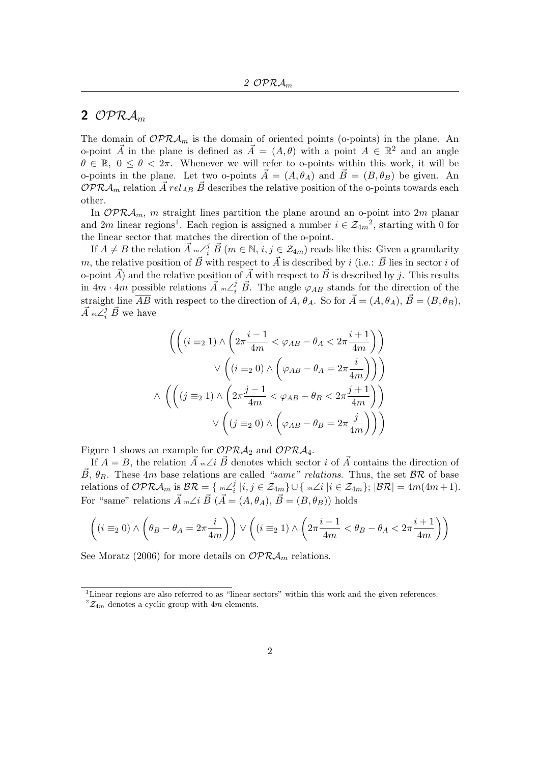## 2 $\mathcal{OPRA}_m$

The domain of $\mathcal{OPRA}_m$ is the domain of oriented points (o-points) in the plane. An o-point $\vec{A}$ in the plane is defined as $\vec{A} = (A, \theta)$ with a point $A \in \mathbb{R}^2$ and an angle $\theta \in \mathbb{R}$, $0 \leq \theta < 2\pi$. Whenever we will refer to o-points within this work, it will be o-points in the plane. Let two o-points $\vec{A} = (A, \theta_A)$ and $\vec{B} = (B, \theta_B)$ be given. An $\mathcal{OPRA}_m$ relation $\vec{A}\ rel_{AB}\ \vec{B}$ describes the relative position of the o-points towards each other.

In $\mathcal{OPRA}_m$, $m$ straight lines partition the plane around an o-point into $2m$ planar and $2m$ linear regions[1]. Each region is assigned a number $i \in \mathcal{Z}_{4m}$[2], starting with 0 for the linear sector that matches the direction of the o-point.

If $A \neq B$ the relation $\vec{A}\ {}_m\angle_i^j\ \vec{B}$ ($m \in \mathbb{N}$, $i, j \in \mathcal{Z}_{4m}$) reads like this: Given a granularity $m$, the relative position of $\vec{B}$ with respect to $\vec{A}$ is described by $i$ (i.e.: $\vec{B}$ lies in sector $i$ of o-point $\vec{A}$) and the relative position of $\vec{A}$ with respect to $\vec{B}$ is described by $j$. This results in $4m \cdot 4m$ possible relations $\vec{A}\ {}_m\angle_i^j\ \vec{B}$. The angle $\varphi_{AB}$ stands for the direction of the straight line $\overline{AB}$ with respect to the direction of $A$, $\theta_A$. So for $\vec{A} = (A, \theta_A)$, $\vec{B} = (B, \theta_B)$, $\vec{A}\ {}_m\angle_i^j\ \vec{B}$ we have

$$
\begin{aligned}
&\left( \left( (i \equiv_2 1) \wedge \left( 2\pi \frac{i-1}{4m} < \varphi_{AB} - \theta_A < 2\pi \frac{i+1}{4m} \right) \right) \right. \\
&\qquad \left. \vee \left( (i \equiv_2 0) \wedge \left( \varphi_{AB} - \theta_A = 2\pi \frac{i}{4m} \right) \right) \right) \\
\wedge &\left( \left( (j \equiv_2 1) \wedge \left( 2\pi \frac{j-1}{4m} < \varphi_{AB} - \theta_B < 2\pi \frac{j+1}{4m} \right) \right) \right. \\
&\qquad \left. \vee \left( (j \equiv_2 0) \wedge \left( \varphi_{AB} - \theta_B = 2\pi \frac{j}{4m} \right) \right) \right)
\end{aligned}
$$

Figure 1 shows an example for $\mathcal{OPRA}_2$ and $\mathcal{OPRA}_4$.

If $A = B$, the relation $\vec{A}\ {}_m\angle i\ \vec{B}$ denotes which sector $i$ of $\vec{A}$ contains the direction of $\vec{B}$, $\theta_B$. These $4m$ base relations are called *"same" relations*. Thus, the set $\mathcal{BR}$ of base relations of $\mathcal{OPRA}_m$ is $\mathcal{BR} = \{\ {}_m\angle_i^j\ | i, j \in \mathcal{Z}_{4m}\} \cup \{\ {}_m\angle i\ | i \in \mathcal{Z}_{4m}\}$; $|\mathcal{BR}| = 4m(4m+1)$. For "same" relations $\vec{A}\ {}_m\angle i\ \vec{B}$ ($\vec{A} = (A, \theta_A)$, $\vec{B} = (B, \theta_B)$) holds

$$
\left( (i \equiv_2 0) \wedge \left( \theta_B - \theta_A = 2\pi \frac{i}{4m} \right) \right) \vee \left( (i \equiv_2 1) \wedge \left( 2\pi \frac{i-1}{4m} < \theta_B - \theta_A < 2\pi \frac{i+1}{4m} \right) \right)
$$

See Moratz (2006) for more details on $\mathcal{OPRA}_m$ relations.

---

[1] Linear regions are also referred to as "linear sectors" within this work and the given references.

[2] $\mathcal{Z}_{4m}$ denotes a cyclic group with $4m$ elements.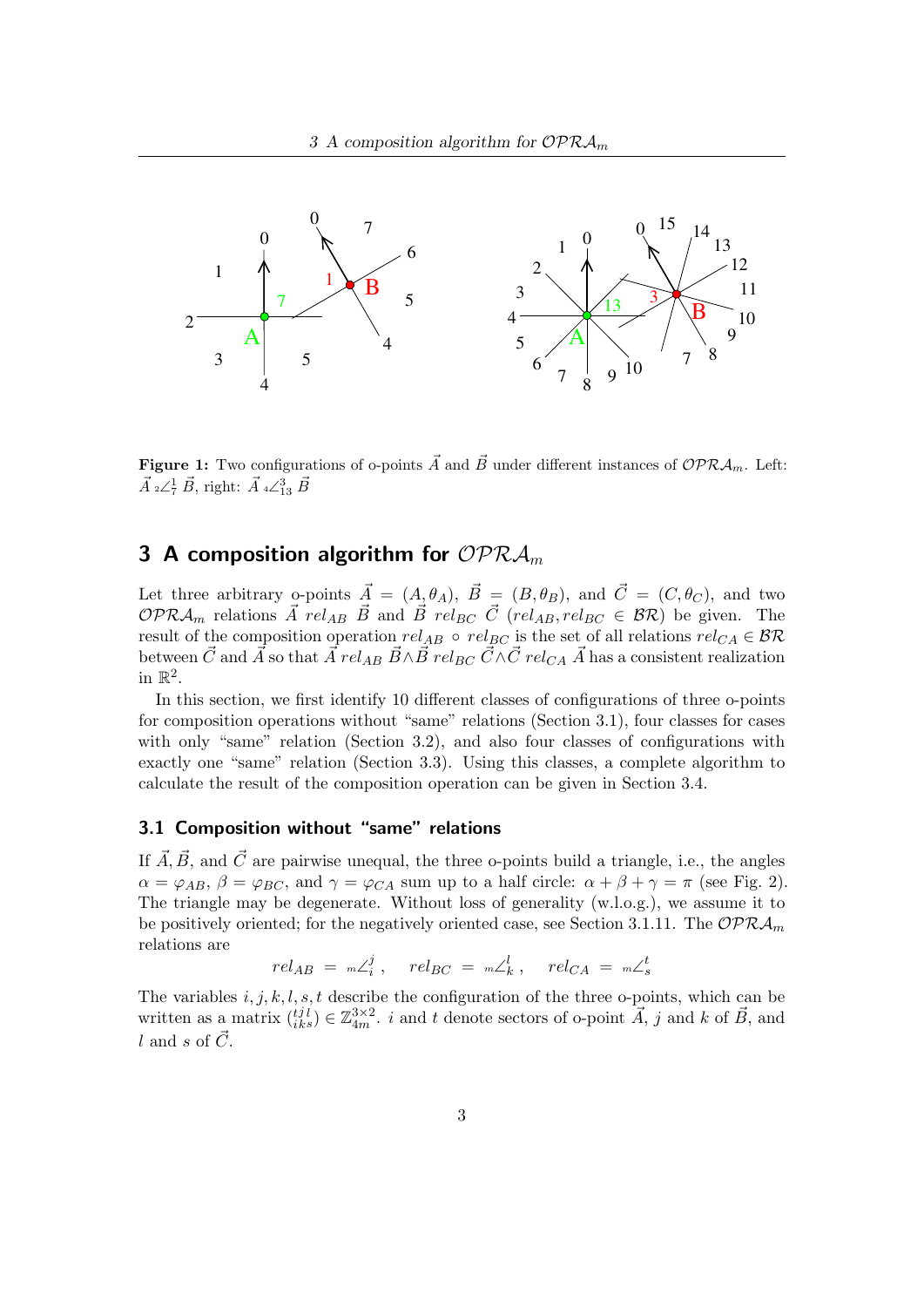**Figure 1:** Two configurations of o-points $\vec{A}$ and $\vec{B}$ under different instances of $\mathcal{OPRA}_m$. Left: $\vec{A}\ {}_2\angle_7^1\ \vec{B}$, right: $\vec{A}\ {}_4\angle_{13}^3\ \vec{B}$

## 3 A composition algorithm for $\mathcal{OPRA}_m$

Let three arbitrary o-points $\vec{A} = (A, \theta_A)$, $\vec{B} = (B, \theta_B)$, and $\vec{C} = (C, \theta_C)$, and two $\mathcal{OPRA}_m$ relations $\vec{A}\ rel_{AB}\ \vec{B}$ and $\vec{B}\ rel_{BC}\ \vec{C}$ ($rel_{AB}, rel_{BC} \in \mathcal{BR}$) be given. The result of the composition operation $rel_{AB} \circ rel_{BC}$ is the set of all relations $rel_{CA} \in \mathcal{BR}$ between $\vec{C}$ and $\vec{A}$ so that $\vec{A}\ rel_{AB}\ \vec{B} \wedge \vec{B}\ rel_{BC}\ \vec{C} \wedge \vec{C}\ rel_{CA}\ \vec{A}$ has a consistent realization in $\mathbb{R}^2$.

In this section, we first identify 10 different classes of configurations of three o-points for composition operations without "same" relations (Section 3.1), four classes for cases with only "same" relation (Section 3.2), and also four classes of configurations with exactly one "same" relation (Section 3.3). Using this classes, a complete algorithm to calculate the result of the composition operation can be given in Section 3.4.

### 3.1 Composition without "same" relations

If $\vec{A}, \vec{B}$, and $\vec{C}$ are pairwise unequal, the three o-points build a triangle, i.e., the angles $\alpha = \varphi_{AB}$, $\beta = \varphi_{BC}$, and $\gamma = \varphi_{CA}$ sum up to a half circle: $\alpha + \beta + \gamma = \pi$ (see Fig. 2). The triangle may be degenerate. Without loss of generality (w.l.o.g.), we assume it to be positively oriented; for the negatively oriented case, see Section 3.1.11. The $\mathcal{OPRA}_m$ relations are

$$rel_{AB} = {}_m\angle_i^j\,, \quad rel_{BC} = {}_m\angle_k^l\,, \quad rel_{CA} = {}_m\angle_s^t$$

The variables $i, j, k, l, s, t$ describe the configuration of the three o-points, which can be written as a matrix $\binom{t\,j\,l}{i\,k\,s} \in \mathbb{Z}_{4m}^{3\times 2}$. $i$ and $t$ denote sectors of o-point $\vec{A}$, $j$ and $k$ of $\vec{B}$, and $l$ and $s$ of $\vec{C}$.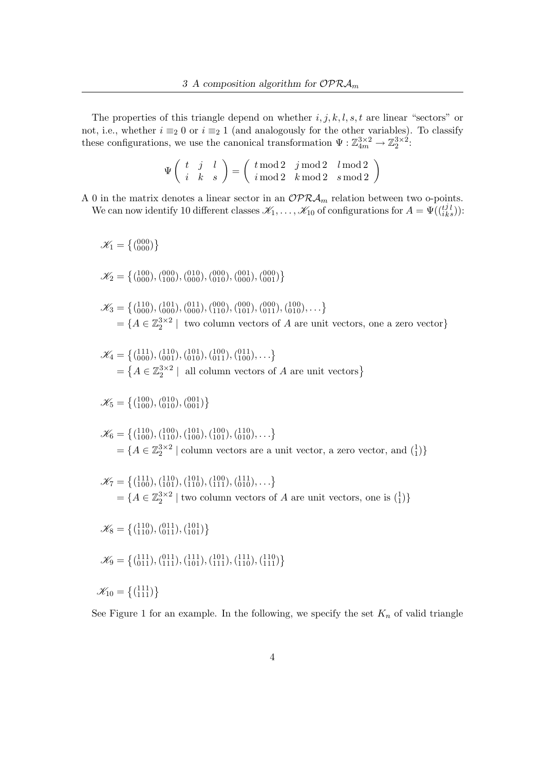The properties of this triangle depend on whether $i, j, k, l, s, t$ are linear "sectors" or not, i.e., whether $i \equiv_2 0$ or $i \equiv_2 1$ (and analogously for the other variables). To classify these configurations, we use the canonical transformation $\Psi : \mathbb{Z}_{4m}^{3\times 2} \to \mathbb{Z}_2^{3\times 2}$:

$$\Psi \begin{pmatrix} t & j & l \\ i & k & s \end{pmatrix} = \begin{pmatrix} t \bmod 2 & j \bmod 2 & l \bmod 2 \\ i \bmod 2 & k \bmod 2 & s \bmod 2 \end{pmatrix}$$

A 0 in the matrix denotes a linear sector in an $\mathcal{OPRA}_m$ relation between two o-points.

We can now identify 10 different classes $\mathscr{K}_1, \ldots, \mathscr{K}_{10}$ of configurations for $A = \Psi(\binom{tjl}{iks})$:

$\mathscr{K}_1 = \{\binom{000}{000}\}$

$\mathscr{K}_2 = \{\binom{100}{000}, \binom{000}{100}, \binom{010}{000}, \binom{000}{010}, \binom{001}{000}, \binom{000}{001}\}$

$\mathscr{K}_3 = \{\binom{110}{000}, \binom{101}{000}, \binom{011}{000}, \binom{000}{110}, \binom{000}{101}, \binom{000}{011}, \binom{100}{010}, \ldots\}$
$\quad = \{A \in \mathbb{Z}_2^{3\times 2} \mid$ two column vectors of $A$ are unit vectors, one a zero vector$\}$

$\mathscr{K}_4 = \{\binom{111}{000}, \binom{110}{001}, \binom{101}{010}, \binom{100}{011}, \binom{011}{100}, \ldots\}$
$\quad = \{A \in \mathbb{Z}_2^{3\times 2} \mid$ all column vectors of $A$ are unit vectors$\}$

$\mathscr{K}_5 = \{\binom{100}{100}, \binom{010}{010}, \binom{001}{001}\}$

$\mathscr{K}_6 = \{\binom{110}{100}, \binom{100}{110}, \binom{101}{100}, \binom{100}{101}, \binom{110}{010}, \ldots\}$
$\quad = \{A \in \mathbb{Z}_2^{3\times 2} \mid$ column vectors are a unit vector, a zero vector, and $\binom{1}{1}\}$

$\mathscr{K}_7 = \{\binom{111}{100}, \binom{110}{101}, \binom{101}{110}, \binom{100}{111}, \binom{111}{010}, \ldots\}$
$\quad = \{A \in \mathbb{Z}_2^{3\times 2} \mid$ two column vectors of $A$ are unit vectors, one is $\binom{1}{1}\}$

$\mathscr{K}_8 = \{\binom{110}{110}, \binom{011}{011}, \binom{101}{101}\}$

$\mathscr{K}_9 = \{\binom{111}{011}, \binom{011}{111}, \binom{111}{101}, \binom{101}{111}, \binom{111}{110}, \binom{110}{111}\}$

$\mathscr{K}_{10} = \{\binom{111}{111}\}$

See Figure 1 for an example. In the following, we specify the set $K_n$ of valid triangle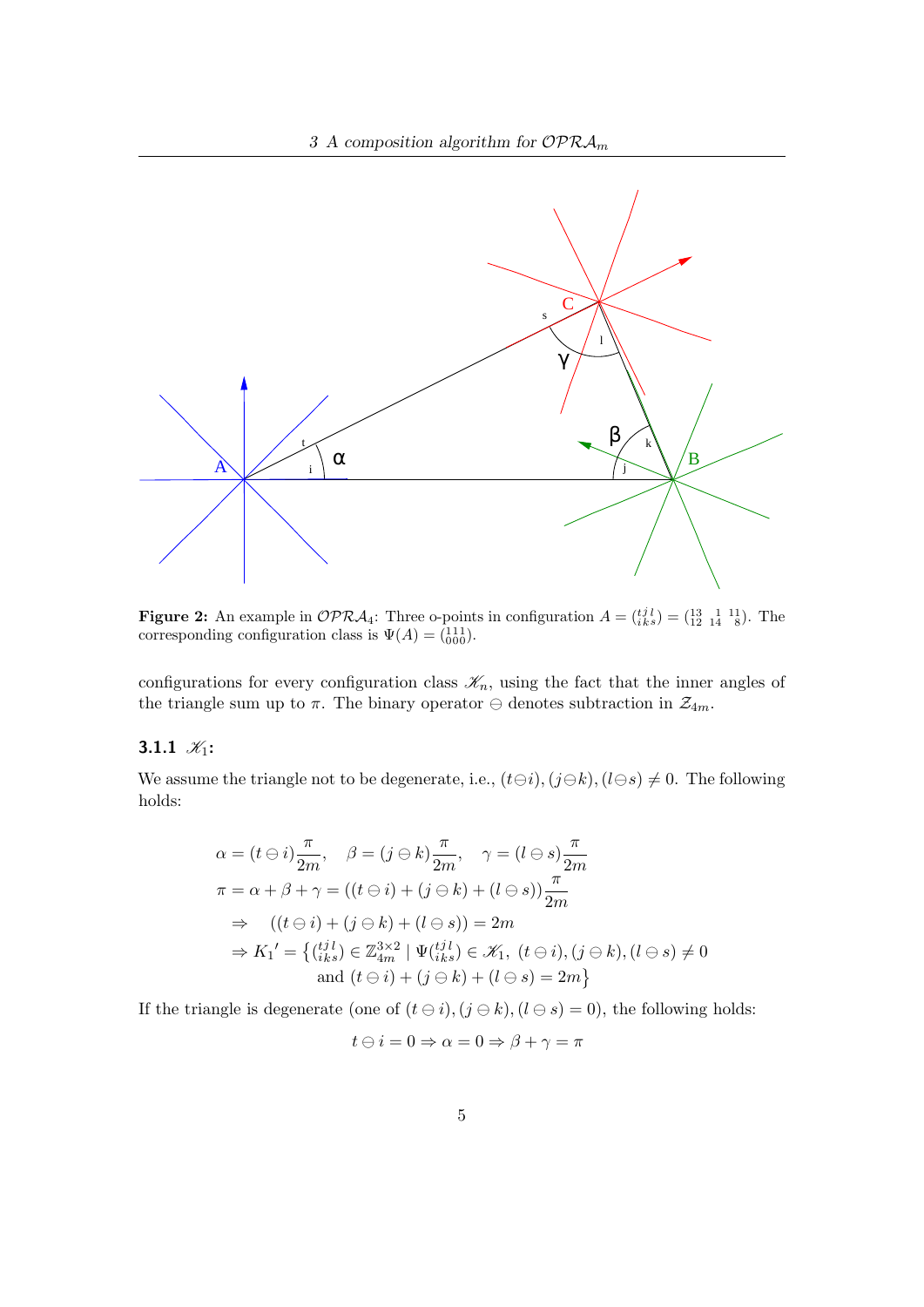**Figure 2:** An example in $\mathcal{OPRA}_4$: Three o-points in configuration $A = \binom{t\,j\,l}{i\,k\,s} = \binom{13\ \ 1\ \ 11}{12\ \ 14\ \ 8}$. The corresponding configuration class is $\Psi(A) = \binom{1\,1\,1}{0\,0\,0}$.

configurations for every configuration class $\mathscr{K}_n$, using the fact that the inner angles of the triangle sum up to $\pi$. The binary operator $\ominus$ denotes subtraction in $\mathcal{Z}_{4m}$.

### 3.1.1 $\mathscr{K}_1$:

We assume the triangle not to be degenerate, i.e., $(t \ominus i), (j \ominus k), (l \ominus s) \neq 0$. The following holds:

$$
\begin{aligned}
&\alpha = (t \ominus i)\frac{\pi}{2m}, \quad \beta = (j \ominus k)\frac{\pi}{2m}, \quad \gamma = (l \ominus s)\frac{\pi}{2m} \\
&\pi = \alpha + \beta + \gamma = ((t \ominus i) + (j \ominus k) + (l \ominus s))\frac{\pi}{2m} \\
&\quad \Rightarrow \quad ((t \ominus i) + (j \ominus k) + (l \ominus s)) = 2m \\
&\quad \Rightarrow K_1{}' = \left\{ \tbinom{t\,j\,l}{i\,k\,s} \in \mathbb{Z}_{4m}^{3\times 2} \mid \Psi\tbinom{t\,j\,l}{i\,k\,s} \in \mathscr{K}_1,\ (t \ominus i), (j \ominus k), (l \ominus s) \neq 0 \right. \\
&\qquad\qquad \left. \text{and } (t \ominus i) + (j \ominus k) + (l \ominus s) = 2m \right\}
\end{aligned}
$$

If the triangle is degenerate (one of $(t \ominus i), (j \ominus k), (l \ominus s) = 0$), the following holds:

$$
t \ominus i = 0 \Rightarrow \alpha = 0 \Rightarrow \beta + \gamma = \pi
$$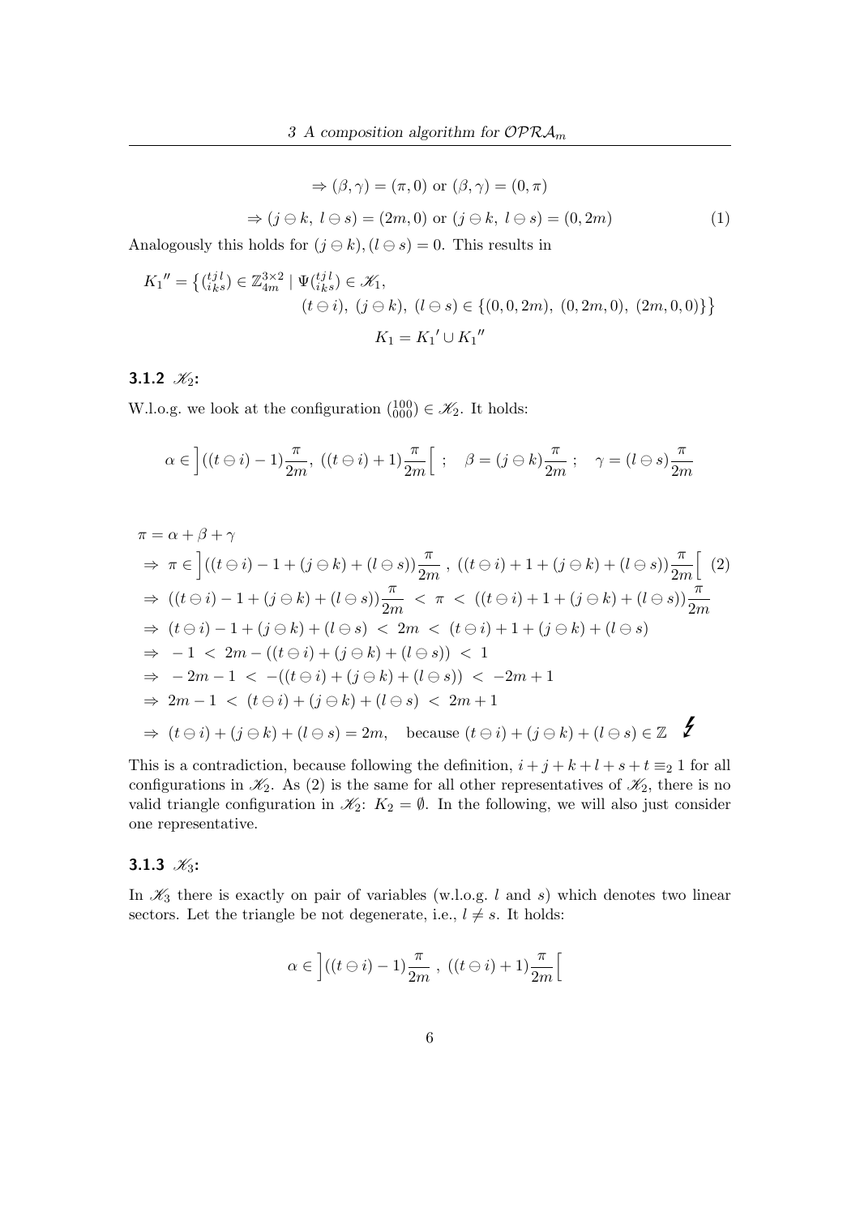$$\Rightarrow (\beta, \gamma) = (\pi, 0) \text{ or } (\beta, \gamma) = (0, \pi)$$

$$\Rightarrow (j \ominus k,\ l \ominus s) = (2m, 0) \text{ or } (j \ominus k,\ l \ominus s) = (0, 2m) \tag{1}$$

Analogously this holds for $(j \ominus k), (l \ominus s) = 0$. This results in

$$K_1{}'' = \left\{ \binom{t\,j\,l}{i\,k\,s} \in \mathbb{Z}_{4m}^{3\times 2} \mid \Psi\binom{t\,j\,l}{i\,k\,s} \in \mathscr{K}_1, \right.$$
$$\left. (t \ominus i),\ (j \ominus k),\ (l \ominus s) \in \{(0, 0, 2m),\ (0, 2m, 0),\ (2m, 0, 0)\} \right\}$$
$$K_1 = K_1{}' \cup K_1{}''$$

### 3.1.2 $\mathscr{K}_2$:

W.l.o.g. we look at the configuration $\binom{100}{000} \in \mathscr{K}_2$. It holds:

$$\alpha \in \left]((t \ominus i) - 1)\frac{\pi}{2m},\ ((t \ominus i) + 1)\frac{\pi}{2m}\right[\ ; \quad \beta = (j \ominus k)\frac{\pi}{2m}\ ; \quad \gamma = (l \ominus s)\frac{\pi}{2m}$$

$$\begin{aligned}
&\pi = \alpha + \beta + \gamma \\
&\Rightarrow\ \pi \in \left]((t \ominus i) - 1 + (j \ominus k) + (l \ominus s))\frac{\pi}{2m}\ ,\ ((t \ominus i) + 1 + (j \ominus k) + (l \ominus s))\frac{\pi}{2m}\right[ \quad (2) \\
&\Rightarrow\ ((t \ominus i) - 1 + (j \ominus k) + (l \ominus s))\frac{\pi}{2m}\ <\ \pi\ <\ ((t \ominus i) + 1 + (j \ominus k) + (l \ominus s))\frac{\pi}{2m} \\
&\Rightarrow\ (t \ominus i) - 1 + (j \ominus k) + (l \ominus s)\ <\ 2m\ <\ (t \ominus i) + 1 + (j \ominus k) + (l \ominus s) \\
&\Rightarrow\ -1\ <\ 2m - ((t \ominus i) + (j \ominus k) + (l \ominus s))\ <\ 1 \\
&\Rightarrow\ -2m - 1\ <\ -((t \ominus i) + (j \ominus k) + (l \ominus s))\ <\ -2m + 1 \\
&\Rightarrow\ 2m - 1\ <\ (t \ominus i) + (j \ominus k) + (l \ominus s)\ <\ 2m + 1 \\
&\Rightarrow\ (t \ominus i) + (j \ominus k) + (l \ominus s) = 2m, \quad \text{because } (t \ominus i) + (j \ominus k) + (l \ominus s) \in \mathbb{Z} \quad \lightning
\end{aligned}$$

This is a contradiction, because following the definition, $i + j + k + l + s + t \equiv_2 1$ for all configurations in $\mathscr{K}_2$. As (2) is the same for all other representatives of $\mathscr{K}_2$, there is no valid triangle configuration in $\mathscr{K}_2$: $K_2 = \emptyset$. In the following, we will also just consider one representative.

### 3.1.3 $\mathscr{K}_3$:

In $\mathscr{K}_3$ there is exactly on pair of variables (w.l.o.g. $l$ and $s$) which denotes two linear sectors. Let the triangle be not degenerate, i.e., $l \neq s$. It holds:

$$\alpha \in \left]((t \ominus i) - 1)\frac{\pi}{2m}\ ,\ ((t \ominus i) + 1)\frac{\pi}{2m}\right[$$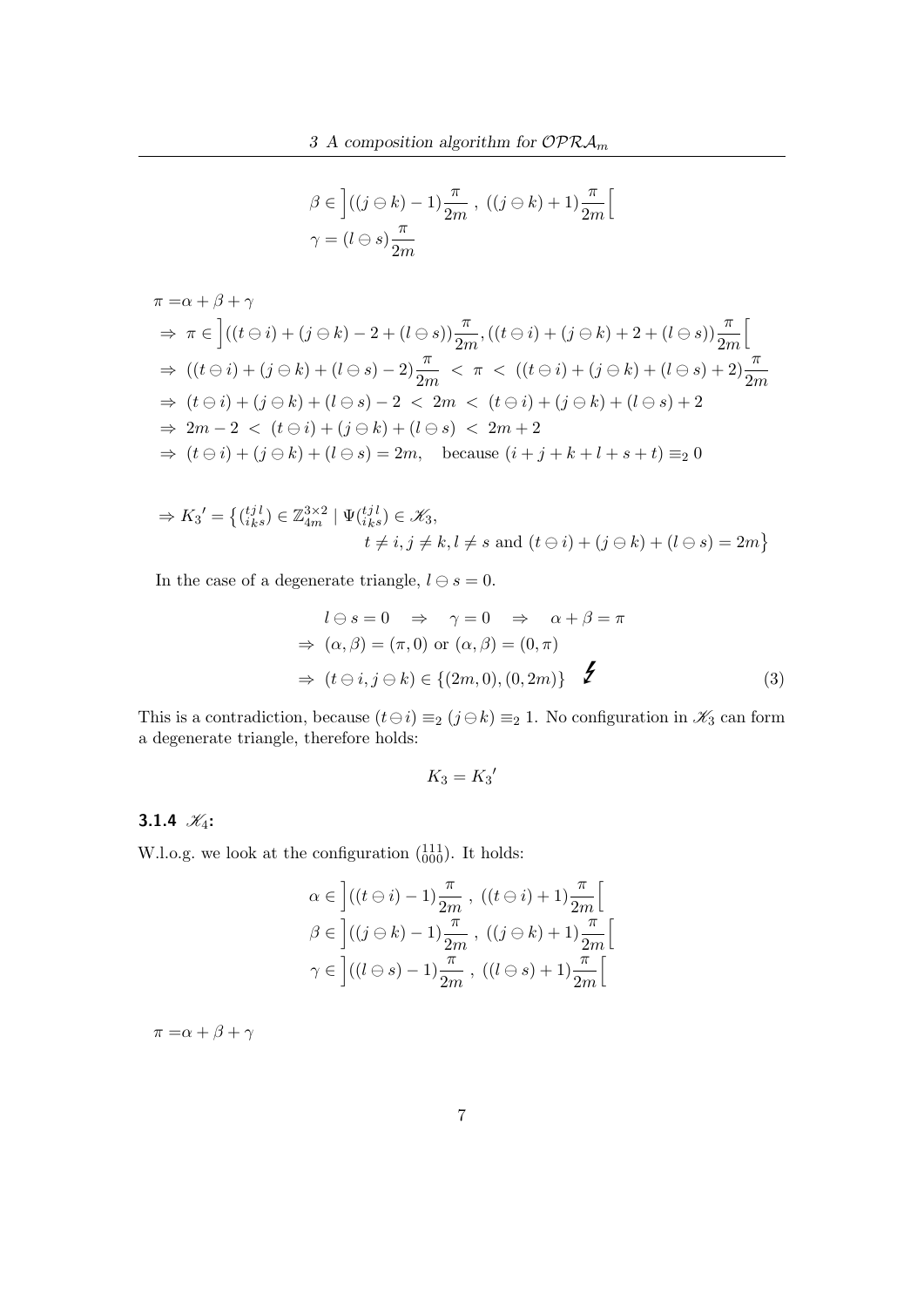$$\beta \in \left]((j \ominus k) - 1)\frac{\pi}{2m}\ ,\ ((j \ominus k) + 1)\frac{\pi}{2m}\right[$$
$$\gamma = (l \ominus s)\frac{\pi}{2m}$$

$$
\begin{aligned}
\pi =& \alpha + \beta + \gamma \\
\Rightarrow&\ \pi \in \left]((t \ominus i) + (j \ominus k) - 2 + (l \ominus s))\frac{\pi}{2m}, ((t \ominus i) + (j \ominus k) + 2 + (l \ominus s))\frac{\pi}{2m}\right[ \\
\Rightarrow&\ ((t \ominus i) + (j \ominus k) + (l \ominus s) - 2)\frac{\pi}{2m}\ <\ \pi\ <\ ((t \ominus i) + (j \ominus k) + (l \ominus s) + 2)\frac{\pi}{2m} \\
\Rightarrow&\ (t \ominus i) + (j \ominus k) + (l \ominus s) - 2\ <\ 2m\ <\ (t \ominus i) + (j \ominus k) + (l \ominus s) + 2 \\
\Rightarrow&\ 2m - 2\ <\ (t \ominus i) + (j \ominus k) + (l \ominus s)\ <\ 2m + 2 \\
\Rightarrow&\ (t \ominus i) + (j \ominus k) + (l \ominus s) = 2m, \quad \text{because } (i + j + k + l + s + t) \equiv_2 0
\end{aligned}
$$

$$
\begin{aligned}
\Rightarrow K_3{}' = \big\{ \tbinom{t\,j\,l}{i\,k\,s} \in \mathbb{Z}_{4m}^{3\times 2} \mid \Psi\tbinom{t\,j\,l}{i\,k\,s} \in \mathscr{K}_3,& \\
t \neq i, j \neq k, l \neq s \text{ and } (t \ominus i) + (j \ominus k) + (l \ominus s) = 2m& \big\}
\end{aligned}
$$

In the case of a degenerate triangle, $l \ominus s = 0$.

$$
\begin{aligned}
& l \ominus s = 0 \quad \Rightarrow \quad \gamma = 0 \quad \Rightarrow \quad \alpha + \beta = \pi \\
\Rightarrow&\ (\alpha, \beta) = (\pi, 0) \text{ or } (\alpha, \beta) = (0, \pi) \\
\Rightarrow&\ (t \ominus i, j \ominus k) \in \{(2m, 0), (0, 2m)\} \quad \lightning
\end{aligned} \tag{3}
$$

This is a contradiction, because $(t \ominus i) \equiv_2 (j \ominus k) \equiv_2 1$. No configuration in $\mathscr{K}_3$ can form a degenerate triangle, therefore holds:

$$K_3 = K_3{}'$$

### 3.1.4 $\mathscr{K}_4$:

W.l.o.g. we look at the configuration $\binom{111}{000}$. It holds:

$$\alpha \in \left]((t \ominus i) - 1)\frac{\pi}{2m}\ ,\ ((t \ominus i) + 1)\frac{\pi}{2m}\right[$$
$$\beta \in \left]((j \ominus k) - 1)\frac{\pi}{2m}\ ,\ ((j \ominus k) + 1)\frac{\pi}{2m}\right[$$
$$\gamma \in \left]((l \ominus s) - 1)\frac{\pi}{2m}\ ,\ ((l \ominus s) + 1)\frac{\pi}{2m}\right[$$

$$\pi = \alpha + \beta + \gamma$$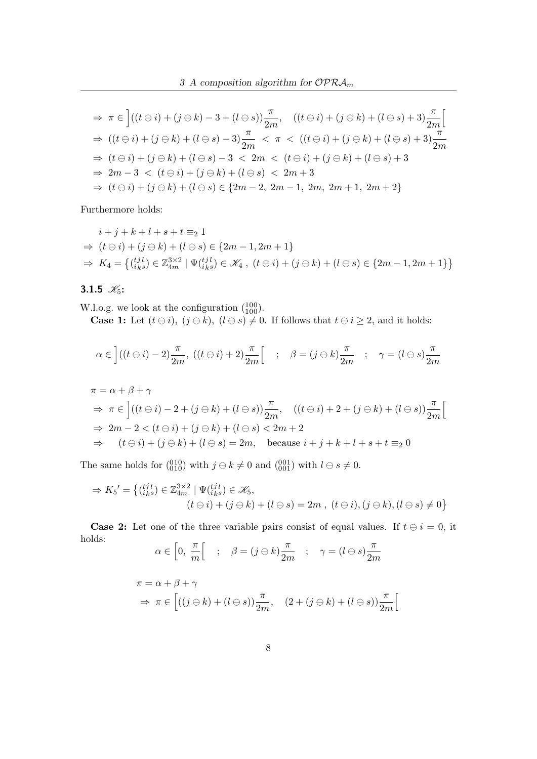$$
\begin{aligned}
&\Rightarrow\ \pi \in \Big]((t\ominus i)+(j\ominus k)-3+(l\ominus s))\frac{\pi}{2m},\quad ((t\ominus i)+(j\ominus k)+(l\ominus s)+3)\frac{\pi}{2m}\Big[\\
&\Rightarrow\ ((t\ominus i)+(j\ominus k)+(l\ominus s)-3)\frac{\pi}{2m}\ <\ \pi\ <\ ((t\ominus i)+(j\ominus k)+(l\ominus s)+3)\frac{\pi}{2m}\\
&\Rightarrow\ (t\ominus i)+(j\ominus k)+(l\ominus s)-3\ <\ 2m\ <\ (t\ominus i)+(j\ominus k)+(l\ominus s)+3\\
&\Rightarrow\ 2m-3\ <\ (t\ominus i)+(j\ominus k)+(l\ominus s)\ <\ 2m+3\\
&\Rightarrow\ (t\ominus i)+(j\ominus k)+(l\ominus s)\in\{2m-2,\ 2m-1,\ 2m,\ 2m+1,\ 2m+2\}
\end{aligned}
$$

Furthermore holds:

$$
\begin{aligned}
&\quad i+j+k+l+s+t\equiv_2 1\\
&\Rightarrow\ (t\ominus i)+(j\ominus k)+(l\ominus s)\in\{2m-1,2m+1\}\\
&\Rightarrow\ K_4=\left\{\left(\begin{smallmatrix}t\,j\,l\\ i\,k\,s\end{smallmatrix}\right)\in\mathbb{Z}_{4m}^{3\times 2}\mid \Psi\left(\begin{smallmatrix}t\,j\,l\\ i\,k\,s\end{smallmatrix}\right)\in\mathscr{K}_4\ ,\ (t\ominus i)+(j\ominus k)+(l\ominus s)\in\{2m-1,2m+1\}\right\}
\end{aligned}
$$

### 3.1.5 $\mathscr{K}_5$:

W.l.o.g. we look at the configuration $\left(\begin{smallmatrix}100\\100\end{smallmatrix}\right)$.

**Case 1:** Let $(t\ominus i)$, $(j\ominus k)$, $(l\ominus s)\neq 0$. If follows that $t\ominus i\geq 2$, and it holds:

$$
\alpha\in\Big]((t\ominus i)-2)\frac{\pi}{2m},\ ((t\ominus i)+2)\frac{\pi}{2m}\Big[\quad ;\quad \beta=(j\ominus k)\frac{\pi}{2m}\quad ;\quad \gamma=(l\ominus s)\frac{\pi}{2m}
$$

$$
\begin{aligned}
&\pi=\alpha+\beta+\gamma\\
&\Rightarrow\ \pi\in\Big]((t\ominus i)-2+(j\ominus k)+(l\ominus s))\frac{\pi}{2m},\quad ((t\ominus i)+2+(j\ominus k)+(l\ominus s))\frac{\pi}{2m}\Big[\\
&\Rightarrow\ 2m-2<(t\ominus i)+(j\ominus k)+(l\ominus s)<2m+2\\
&\Rightarrow\quad (t\ominus i)+(j\ominus k)+(l\ominus s)=2m,\quad \text{because } i+j+k+l+s+t\equiv_2 0
\end{aligned}
$$

The same holds for $\left(\begin{smallmatrix}010\\010\end{smallmatrix}\right)$ with $j\ominus k\neq 0$ and $\left(\begin{smallmatrix}001\\001\end{smallmatrix}\right)$ with $l\ominus s\neq 0$.

$$
\begin{aligned}
\Rightarrow K_5{}'=\Big\{\left(\begin{smallmatrix}t\,j\,l\\ i\,k\,s\end{smallmatrix}\right)\in\mathbb{Z}_{4m}^{3\times 2}\mid \Psi\left(\begin{smallmatrix}t\,j\,l\\ i\,k\,s\end{smallmatrix}\right)\in\mathscr{K}_5,&\\
(t\ominus i)+(j\ominus k)+(l\ominus s)=2m\ ,\ (t\ominus i),(j\ominus k),(l\ominus s)\neq 0&\Big\}
\end{aligned}
$$

**Case 2:** Let one of the three variable pairs consist of equal values. If $t\ominus i=0$, it holds:

$$
\alpha\in\Big[0,\ \frac{\pi}{m}\Big[\quad ;\quad \beta=(j\ominus k)\frac{\pi}{2m}\quad ;\quad \gamma=(l\ominus s)\frac{\pi}{2m}
$$

$$
\begin{aligned}
&\pi=\alpha+\beta+\gamma\\
&\Rightarrow\ \pi\in\Big[((j\ominus k)+(l\ominus s))\frac{\pi}{2m},\quad (2+(j\ominus k)+(l\ominus s))\frac{\pi}{2m}\Big[
\end{aligned}
$$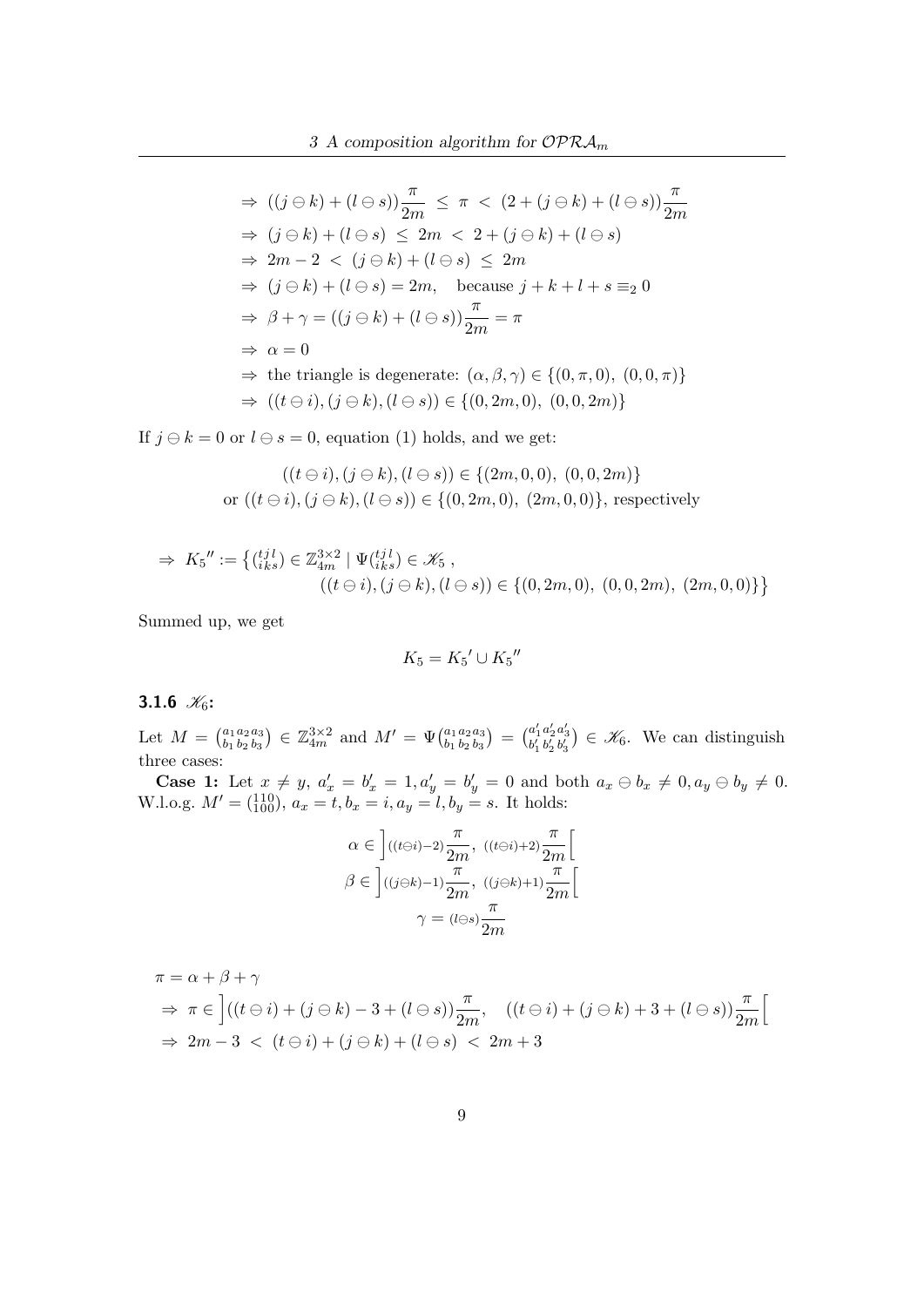$$\Rightarrow\ ((j \ominus k) + (l \ominus s))\frac{\pi}{2m}\ \leq\ \pi\ <\ (2 + (j \ominus k) + (l \ominus s))\frac{\pi}{2m}$$
$$\Rightarrow\ (j \ominus k) + (l \ominus s)\ \leq\ 2m\ <\ 2 + (j \ominus k) + (l \ominus s)$$
$$\Rightarrow\ 2m - 2\ <\ (j \ominus k) + (l \ominus s)\ \leq\ 2m$$
$$\Rightarrow\ (j \ominus k) + (l \ominus s) = 2m, \quad \text{because } j + k + l + s \equiv_2 0$$
$$\Rightarrow\ \beta + \gamma = ((j \ominus k) + (l \ominus s))\frac{\pi}{2m} = \pi$$
$$\Rightarrow\ \alpha = 0$$
$$\Rightarrow\ \text{the triangle is degenerate: } (\alpha, \beta, \gamma) \in \{(0, \pi, 0),\ (0, 0, \pi)\}$$
$$\Rightarrow\ ((t \ominus i), (j \ominus k), (l \ominus s)) \in \{(0, 2m, 0),\ (0, 0, 2m)\}$$

If $j \ominus k = 0$ or $l \ominus s = 0$, equation (1) holds, and we get:

$$((t \ominus i), (j \ominus k), (l \ominus s)) \in \{(2m, 0, 0),\ (0, 0, 2m)\}$$
$$\text{or } ((t \ominus i), (j \ominus k), (l \ominus s)) \in \{(0, 2m, 0),\ (2m, 0, 0)\}, \text{ respectively}$$

$$\Rightarrow\ K_5{}'' := \left\{ \left(\begin{smallmatrix} t\,j\,l \\ i\,k\,s \end{smallmatrix}\right) \in \mathbb{Z}_{4m}^{3\times 2} \mid \Psi\left(\begin{smallmatrix} t\,j\,l \\ i\,k\,s \end{smallmatrix}\right) \in \mathscr{K}_5\,,\right.$$
$$\left. ((t \ominus i), (j \ominus k), (l \ominus s)) \in \{(0, 2m, 0),\ (0, 0, 2m),\ (2m, 0, 0)\} \right\}$$

Summed up, we get

$$K_5 = K_5{}' \cup K_5{}''$$

### 3.1.6 $\mathscr{K}_6$:

Let $M = \left(\begin{smallmatrix} a_1\,a_2\,a_3 \\ b_1\,b_2\,b_3 \end{smallmatrix}\right) \in \mathbb{Z}_{4m}^{3\times 2}$ and $M' = \Psi\left(\begin{smallmatrix} a_1\,a_2\,a_3 \\ b_1\,b_2\,b_3 \end{smallmatrix}\right) = \left(\begin{smallmatrix} a_1'\,a_2'\,a_3' \\ b_1'\,b_2'\,b_3' \end{smallmatrix}\right) \in \mathscr{K}_6$. We can distinguish three cases:

**Case 1:** Let $x \neq y$, $a_x' = b_x' = 1, a_y' = b_y' = 0$ and both $a_x \ominus b_x \neq 0, a_y \ominus b_y \neq 0$. W.l.o.g. $M' = \left(\begin{smallmatrix} 1\,1\,0 \\ 1\,0\,0 \end{smallmatrix}\right)$, $a_x = t, b_x = i, a_y = l, b_y = s$. It holds:

$$\alpha \in \left]((t\ominus i)-2)\frac{\pi}{2m},\ ((t\ominus i)+2)\frac{\pi}{2m}\right[$$
$$\beta \in \left]((j\ominus k)-1)\frac{\pi}{2m},\ ((j\ominus k)+1)\frac{\pi}{2m}\right[$$
$$\gamma = (l\ominus s)\frac{\pi}{2m}$$

$$\pi = \alpha + \beta + \gamma$$
$$\Rightarrow\ \pi \in \left]((t \ominus i) + (j \ominus k) - 3 + (l \ominus s))\frac{\pi}{2m}, \quad ((t \ominus i) + (j \ominus k) + 3 + (l \ominus s))\frac{\pi}{2m}\right[$$
$$\Rightarrow\ 2m - 3\ <\ (t \ominus i) + (j \ominus k) + (l \ominus s)\ <\ 2m + 3$$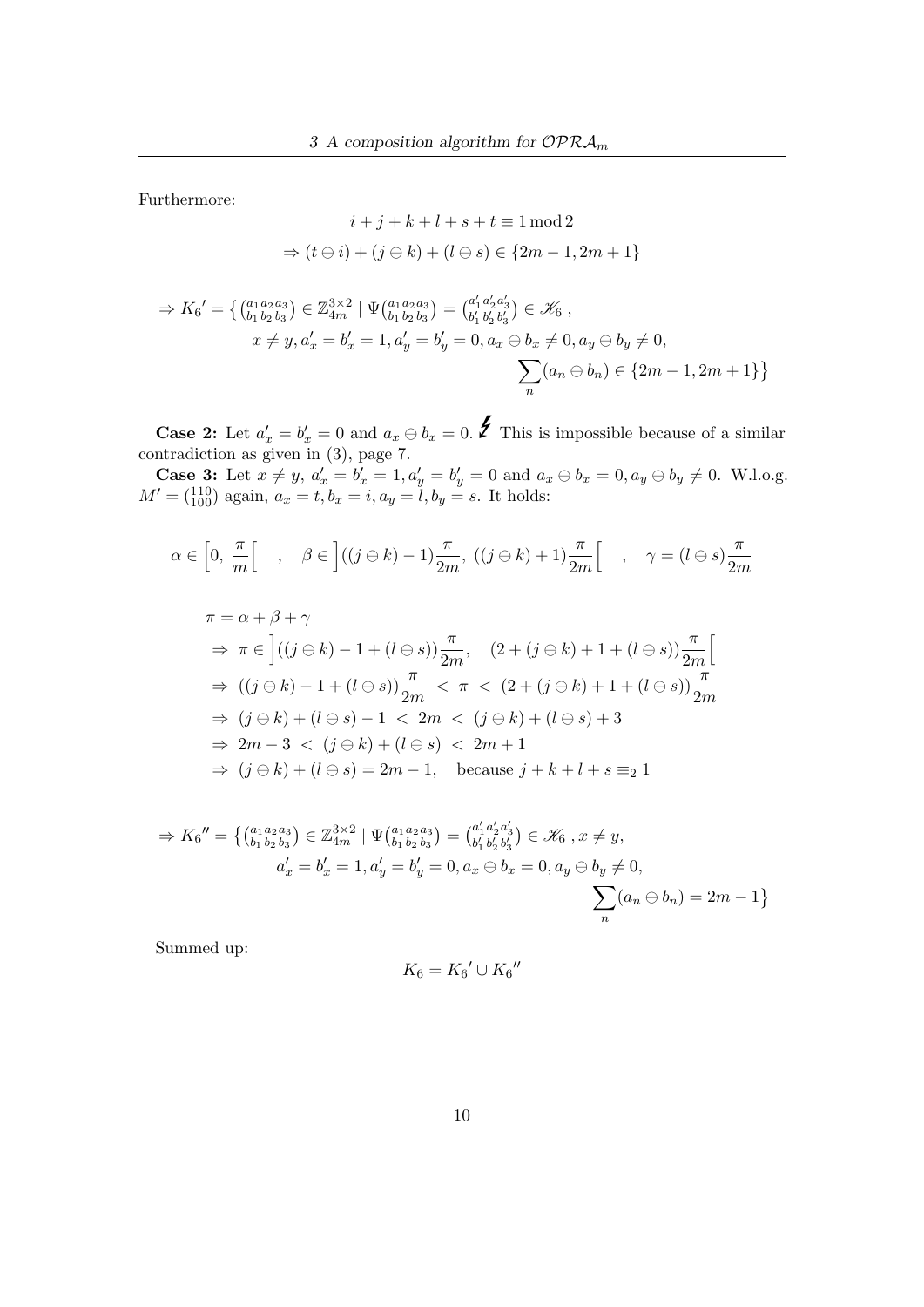Furthermore:

$$i + j + k + l + s + t \equiv 1 \bmod 2$$

$$\Rightarrow (t \ominus i) + (j \ominus k) + (l \ominus s) \in \{2m-1, 2m+1\}$$

$$\Rightarrow K_6{}' = \big\{ \left(\begin{smallmatrix} a_1 a_2 a_3 \\ b_1 b_2 b_3 \end{smallmatrix}\right) \in \mathbb{Z}_{4m}^{3\times 2} \mid \Psi\left(\begin{smallmatrix} a_1 a_2 a_3 \\ b_1 b_2 b_3 \end{smallmatrix}\right) = \left(\begin{smallmatrix} a_1' a_2' a_3' \\ b_1' b_2' b_3' \end{smallmatrix}\right) \in \mathscr{K}_6 \,,$$
$$x \neq y, a_x' = b_x' = 1, a_y' = b_y' = 0, a_x \ominus b_x \neq 0, a_y \ominus b_y \neq 0,$$
$$\sum_n (a_n \ominus b_n) \in \{2m-1, 2m+1\} \big\}$$

**Case 2:** Let $a_x' = b_x' = 0$ and $a_x \ominus b_x = 0$. ↯ This is impossible because of a similar contradiction as given in (3), page 7.

**Case 3:** Let $x \neq y$, $a_x' = b_x' = 1, a_y' = b_y' = 0$ and $a_x \ominus b_x = 0, a_y \ominus b_y \neq 0$. W.l.o.g. $M' = \left(\begin{smallmatrix} 110 \\ 100 \end{smallmatrix}\right)$ again, $a_x = t, b_x = i, a_y = l, b_y = s$. It holds:

$$\alpha \in \left[0, \, \frac{\pi}{m}\right[ \quad , \quad \beta \in \left]((j \ominus k) - 1)\frac{\pi}{2m}, \, ((j \ominus k) + 1)\frac{\pi}{2m}\right[ \quad , \quad \gamma = (l \ominus s)\frac{\pi}{2m}$$

$$\begin{aligned}
&\pi = \alpha + \beta + \gamma \\
&\Rightarrow \pi \in \left]((j \ominus k) - 1 + (l \ominus s))\frac{\pi}{2m}, \quad (2 + (j \ominus k) + 1 + (l \ominus s))\frac{\pi}{2m}\right[ \\
&\Rightarrow ((j \ominus k) - 1 + (l \ominus s))\frac{\pi}{2m} \;<\; \pi \;<\; (2 + (j \ominus k) + 1 + (l \ominus s))\frac{\pi}{2m} \\
&\Rightarrow (j \ominus k) + (l \ominus s) - 1 \;<\; 2m \;<\; (j \ominus k) + (l \ominus s) + 3 \\
&\Rightarrow 2m - 3 \;<\; (j \ominus k) + (l \ominus s) \;<\; 2m + 1 \\
&\Rightarrow (j \ominus k) + (l \ominus s) = 2m - 1, \quad \text{because } j + k + l + s \equiv_2 1
\end{aligned}$$

$$\Rightarrow K_6{}'' = \big\{ \left(\begin{smallmatrix} a_1 a_2 a_3 \\ b_1 b_2 b_3 \end{smallmatrix}\right) \in \mathbb{Z}_{4m}^{3\times 2} \mid \Psi\left(\begin{smallmatrix} a_1 a_2 a_3 \\ b_1 b_2 b_3 \end{smallmatrix}\right) = \left(\begin{smallmatrix} a_1' a_2' a_3' \\ b_1' b_2' b_3' \end{smallmatrix}\right) \in \mathscr{K}_6 \,, x \neq y,$$
$$a_x' = b_x' = 1, a_y' = b_y' = 0, a_x \ominus b_x = 0, a_y \ominus b_y \neq 0,$$
$$\sum_n (a_n \ominus b_n) = 2m - 1 \big\}$$

Summed up:

$$K_6 = K_6{}' \cup K_6{}''$$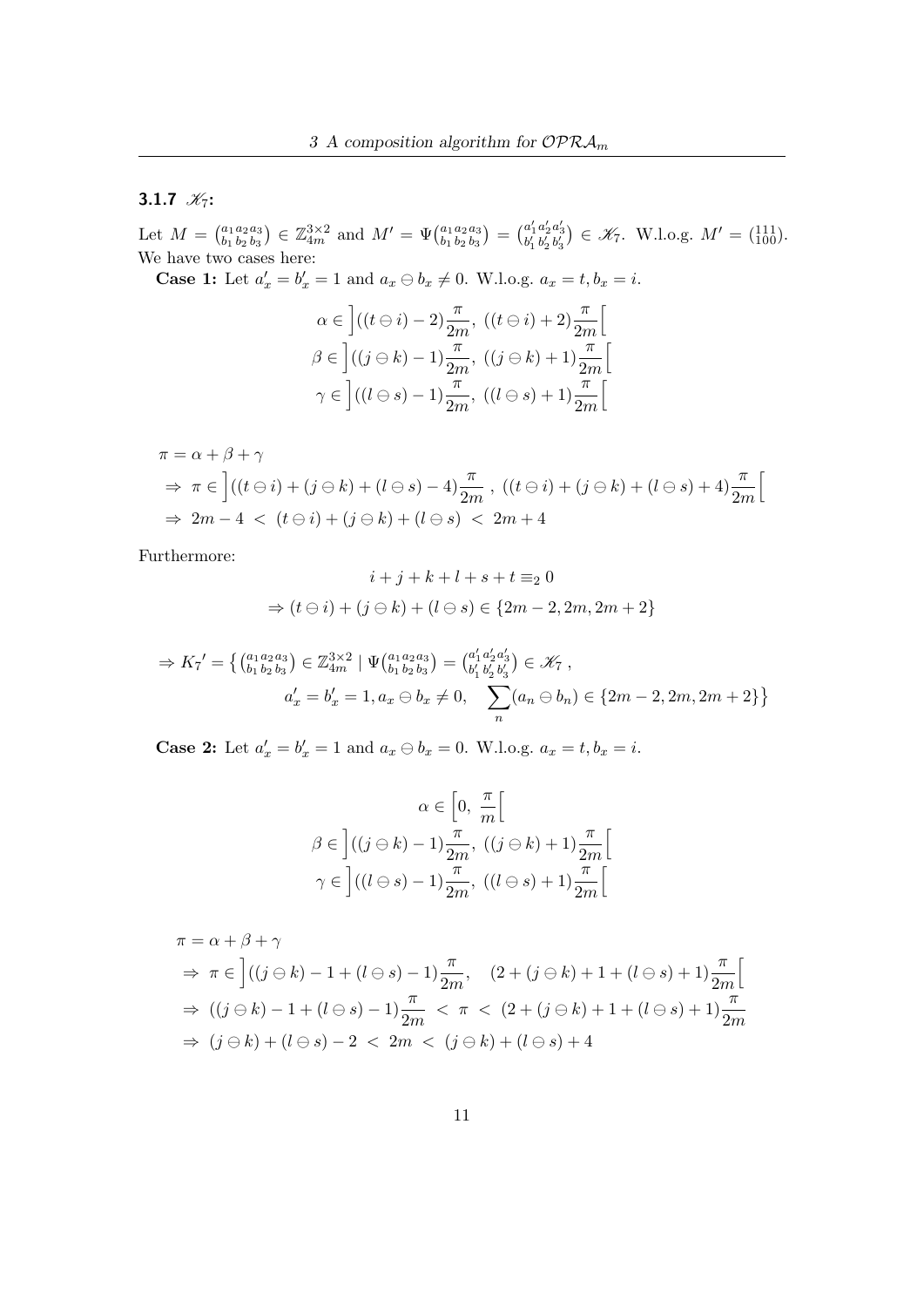### 3.1.7 $\mathscr{K}_7$:

Let $M = \binom{a_1\, a_2\, a_3}{b_1\, b_2\, b_3} \in \mathbb{Z}_{4m}^{3\times 2}$ and $M' = \Psi\binom{a_1\, a_2\, a_3}{b_1\, b_2\, b_3} = \binom{a_1'\, a_2'\, a_3'}{b_1'\, b_2'\, b_3'} \in \mathscr{K}_7$. W.l.o.g. $M' = \binom{111}{100}$. We have two cases here:

**Case 1:** Let $a_x' = b_x' = 1$ and $a_x \ominus b_x \neq 0$. W.l.o.g. $a_x = t, b_x = i$.

$$\alpha \in \Big]((t \ominus i) - 2)\frac{\pi}{2m},\ ((t \ominus i) + 2)\frac{\pi}{2m}\Big[$$
$$\beta \in \Big]((j \ominus k) - 1)\frac{\pi}{2m},\ ((j \ominus k) + 1)\frac{\pi}{2m}\Big[$$
$$\gamma \in \Big]((l \ominus s) - 1)\frac{\pi}{2m},\ ((l \ominus s) + 1)\frac{\pi}{2m}\Big[$$

$$\begin{aligned}
&\pi = \alpha + \beta + \gamma \\
&\Rightarrow\ \pi \in \Big]((t \ominus i) + (j \ominus k) + (l \ominus s) - 4)\frac{\pi}{2m}\ ,\ ((t \ominus i) + (j \ominus k) + (l \ominus s) + 4)\frac{\pi}{2m}\Big[ \\
&\Rightarrow\ 2m - 4\ <\ (t \ominus i) + (j \ominus k) + (l \ominus s)\ <\ 2m + 4
\end{aligned}$$

Furthermore:

$$i + j + k + l + s + t \equiv_2 0$$
$$\Rightarrow (t \ominus i) + (j \ominus k) + (l \ominus s) \in \{2m - 2, 2m, 2m + 2\}$$

$$\begin{aligned}
\Rightarrow K_7{}' = \big\{ \tbinom{a_1\, a_2\, a_3}{b_1\, b_2\, b_3} \in \mathbb{Z}_{4m}^{3\times 2} \mid \Psi\tbinom{a_1\, a_2\, a_3}{b_1\, b_2\, b_3} = \tbinom{a_1'\, a_2'\, a_3'}{b_1'\, b_2'\, b_3'} \in \mathscr{K}_7\ , \\
a_x' = b_x' = 1, a_x \ominus b_x \neq 0, \quad \sum_n (a_n \ominus b_n) \in \{2m - 2, 2m, 2m + 2\}\big\}
\end{aligned}$$

**Case 2:** Let $a_x' = b_x' = 1$ and $a_x \ominus b_x = 0$. W.l.o.g. $a_x = t, b_x = i$.

$$\alpha \in \Big[0,\ \frac{\pi}{m}\Big[$$
$$\beta \in \Big]((j \ominus k) - 1)\frac{\pi}{2m},\ ((j \ominus k) + 1)\frac{\pi}{2m}\Big[$$
$$\gamma \in \Big]((l \ominus s) - 1)\frac{\pi}{2m},\ ((l \ominus s) + 1)\frac{\pi}{2m}\Big[$$

$$\begin{aligned}
&\pi = \alpha + \beta + \gamma \\
&\Rightarrow\ \pi \in \Big]((j \ominus k) - 1 + (l \ominus s) - 1)\frac{\pi}{2m}, \quad (2 + (j \ominus k) + 1 + (l \ominus s) + 1)\frac{\pi}{2m}\Big[ \\
&\Rightarrow\ ((j \ominus k) - 1 + (l \ominus s) - 1)\frac{\pi}{2m}\ <\ \pi\ <\ (2 + (j \ominus k) + 1 + (l \ominus s) + 1)\frac{\pi}{2m} \\
&\Rightarrow\ (j \ominus k) + (l \ominus s) - 2\ <\ 2m\ <\ (j \ominus k) + (l \ominus s) + 4
\end{aligned}$$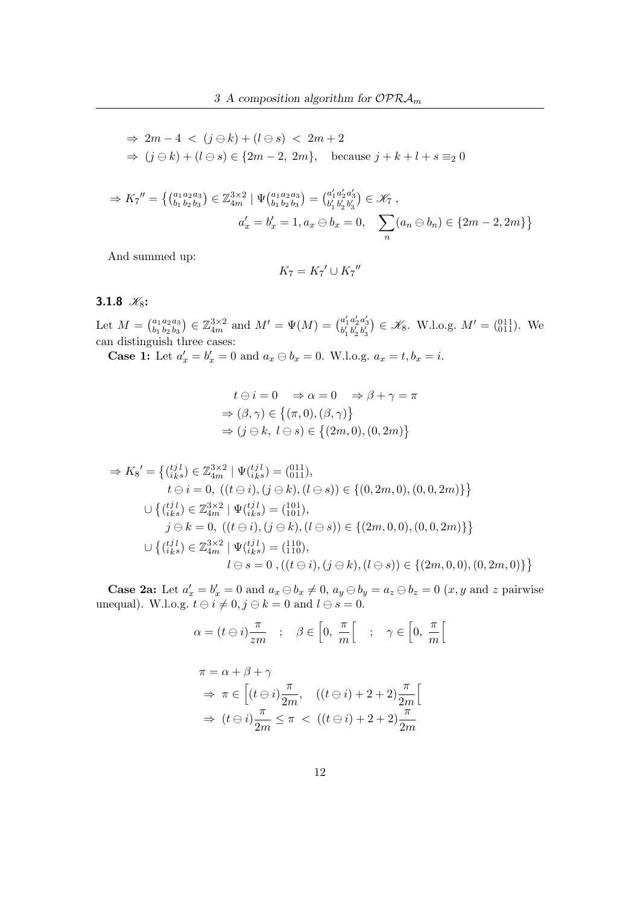$$\Rightarrow\ 2m-4\ <\ (j\ominus k)+(l\ominus s)\ <\ 2m+2$$
$$\Rightarrow\ (j\ominus k)+(l\ominus s)\in\{2m-2,\ 2m\},\quad \text{because } j+k+l+s\equiv_2 0$$

$$\Rightarrow K_7'' = \big\{\left(\begin{smallmatrix}a_1\,a_2\,a_3\\ b_1\,b_2\,b_3\end{smallmatrix}\right)\in\mathbb{Z}_{4m}^{3\times 2}\mid \Psi\left(\begin{smallmatrix}a_1\,a_2\,a_3\\ b_1\,b_2\,b_3\end{smallmatrix}\right)=\left(\begin{smallmatrix}a_1'\,a_2'\,a_3'\\ b_1'\,b_2'\,b_3'\end{smallmatrix}\right)\in\mathscr{K}_7\ ,$$
$$a_x'=b_x'=1, a_x\ominus b_x=0,\quad \sum_n (a_n\ominus b_n)\in\{2m-2,2m\}\big\}$$

And summed up:

$$K_7 = K_7'\cup K_7''$$

### 3.1.8 $\mathscr{K}_8$:

Let $M=\left(\begin{smallmatrix}a_1\,a_2\,a_3\\ b_1\,b_2\,b_3\end{smallmatrix}\right)\in\mathbb{Z}_{4m}^{3\times 2}$ and $M'=\Psi(M)=\left(\begin{smallmatrix}a_1'\,a_2'\,a_3'\\ b_1'\,b_2'\,b_3'\end{smallmatrix}\right)\in\mathscr{K}_8$. W.l.o.g. $M'=\left(\begin{smallmatrix}0\,1\,1\\ 0\,1\,1\end{smallmatrix}\right)$. We can distinguish three cases:

**Case 1:** Let $a_x'=b_x'=0$ and $a_x\ominus b_x=0$. W.l.o.g. $a_x=t, b_x=i$.

$$t\ominus i=0\quad\Rightarrow \alpha=0\quad\Rightarrow \beta+\gamma=\pi$$
$$\Rightarrow (\beta,\gamma)\in\big\{(\pi,0),(\beta,\gamma)\big\}$$
$$\Rightarrow (j\ominus k,\ l\ominus s)\in\big\{(2m,0),(0,2m)\big\}$$

$$\Rightarrow K_8' = \big\{\left(\begin{smallmatrix}t\,j\,l\\ i\,k\,s\end{smallmatrix}\right)\in\mathbb{Z}_{4m}^{3\times 2}\mid \Psi\left(\begin{smallmatrix}t\,j\,l\\ i\,k\,s\end{smallmatrix}\right)=\left(\begin{smallmatrix}0\,1\,1\\ 0\,1\,1\end{smallmatrix}\right),$$
$$t\ominus i=0,\ ((t\ominus i),(j\ominus k),(l\ominus s))\in\{(0,2m,0),(0,0,2m)\}\big\}$$
$$\cup\big\{\left(\begin{smallmatrix}t\,j\,l\\ i\,k\,s\end{smallmatrix}\right)\in\mathbb{Z}_{4m}^{3\times 2}\mid \Psi\left(\begin{smallmatrix}t\,j\,l\\ i\,k\,s\end{smallmatrix}\right)=\left(\begin{smallmatrix}1\,0\,1\\ 1\,0\,1\end{smallmatrix}\right),$$
$$j\ominus k=0,\ ((t\ominus i),(j\ominus k),(l\ominus s))\in\{(2m,0,0),(0,0,2m)\}\big\}$$
$$\cup\big\{\left(\begin{smallmatrix}t\,j\,l\\ i\,k\,s\end{smallmatrix}\right)\in\mathbb{Z}_{4m}^{3\times 2}\mid \Psi\left(\begin{smallmatrix}t\,j\,l\\ i\,k\,s\end{smallmatrix}\right)=\left(\begin{smallmatrix}1\,1\,0\\ 1\,1\,0\end{smallmatrix}\right),$$
$$l\ominus s=0\ ,((t\ominus i),(j\ominus k),(l\ominus s))\in\{(2m,0,0),(0,2m,0)\}\big\}$$

**Case 2a:** Let $a_x'=b_x'=0$ and $a_x\ominus b_x\neq 0$, $a_y\ominus b_y=a_z\ominus b_z=0$ ($x,y$ and $z$ pairwise unequal). W.l.o.g. $t\ominus i\neq 0, j\ominus k=0$ and $l\ominus s=0$.

$$\alpha=(t\ominus i)\frac{\pi}{zm}\quad;\quad \beta\in\Big[0,\ \frac{\pi}{m}\Big[\quad;\quad \gamma\in\Big[0,\ \frac{\pi}{m}\Big[$$

$$\pi=\alpha+\beta+\gamma$$
$$\Rightarrow\ \pi\in\Big[(t\ominus i)\frac{\pi}{2m},\quad ((t\ominus i)+2+2)\frac{\pi}{2m}\Big[$$
$$\Rightarrow\ (t\ominus i)\frac{\pi}{2m}\leq\pi\ <\ ((t\ominus i)+2+2)\frac{\pi}{2m}$$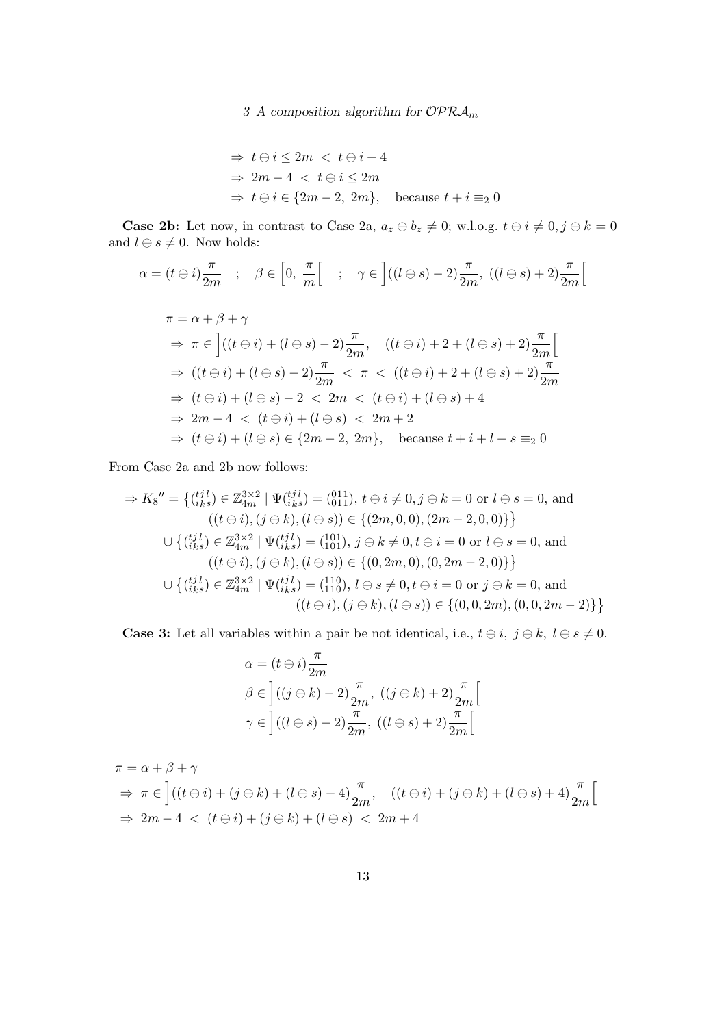$$
\begin{aligned}
&\Rightarrow\ t \ominus i \le 2m \ <\ t \ominus i + 4\\
&\Rightarrow\ 2m-4 \ <\ t \ominus i \le 2m\\
&\Rightarrow\ t \ominus i \in \{2m-2,\ 2m\}, \quad \text{because } t+i \equiv_2 0
\end{aligned}
$$

**Case 2b:** Let now, in contrast to Case 2a, $a_z \ominus b_z \neq 0$; w.l.o.g. $t \ominus i \neq 0, j \ominus k = 0$ and $l \ominus s \neq 0$. Now holds:

$$
\alpha = (t \ominus i)\frac{\pi}{2m} \quad ; \quad \beta \in \left[0,\ \frac{\pi}{m}\right[ \quad ; \quad \gamma \in \left]((l \ominus s)-2)\frac{\pi}{2m},\ ((l \ominus s)+2)\frac{\pi}{2m}\right[
$$

$$
\begin{aligned}
&\pi = \alpha + \beta + \gamma\\
&\Rightarrow\ \pi \in \left]((t \ominus i) + (l \ominus s) - 2)\frac{\pi}{2m}, \quad ((t \ominus i) + 2 + (l \ominus s) + 2)\frac{\pi}{2m}\right[\\
&\Rightarrow\ ((t \ominus i) + (l \ominus s) - 2)\frac{\pi}{2m} \ <\ \pi \ <\ ((t \ominus i) + 2 + (l \ominus s) + 2)\frac{\pi}{2m}\\
&\Rightarrow\ (t \ominus i) + (l \ominus s) - 2 \ <\ 2m \ <\ (t \ominus i) + (l \ominus s) + 4\\
&\Rightarrow\ 2m - 4 \ <\ (t \ominus i) + (l \ominus s) \ <\ 2m + 2\\
&\Rightarrow\ (t \ominus i) + (l \ominus s) \in \{2m-2,\ 2m\}, \quad \text{because } t+i+l+s \equiv_2 0
\end{aligned}
$$

From Case 2a and 2b now follows:

$$
\begin{aligned}
\Rightarrow K_8{''} = \big\{ \tbinom{t\,j\,l}{i\,k\,s} \in \mathbb{Z}_{4m}^{3\times 2} \mid \Psi\tbinom{t\,j\,l}{i\,k\,s} = \tbinom{011}{011},\ & t \ominus i \neq 0, j \ominus k = 0 \text{ or } l \ominus s = 0, \text{ and}\\
&((t \ominus i), (j \ominus k), (l \ominus s)) \in \{(2m,0,0), (2m-2,0,0)\} \big\}\\
\cup \big\{ \tbinom{t\,j\,l}{i\,k\,s} \in \mathbb{Z}_{4m}^{3\times 2} \mid \Psi\tbinom{t\,j\,l}{i\,k\,s} = \tbinom{101}{101},\ & j \ominus k \neq 0, t \ominus i = 0 \text{ or } l \ominus s = 0, \text{ and}\\
&((t \ominus i), (j \ominus k), (l \ominus s)) \in \{(0,2m,0), (0,2m-2,0)\} \big\}\\
\cup \big\{ \tbinom{t\,j\,l}{i\,k\,s} \in \mathbb{Z}_{4m}^{3\times 2} \mid \Psi\tbinom{t\,j\,l}{i\,k\,s} = \tbinom{110}{110},\ & l \ominus s \neq 0, t \ominus i = 0 \text{ or } j \ominus k = 0, \text{ and}\\
&((t \ominus i), (j \ominus k), (l \ominus s)) \in \{(0,0,2m), (0,0,2m-2)\} \big\}
\end{aligned}
$$

**Case 3:** Let all variables within a pair be not identical, i.e., $t \ominus i,\ j \ominus k,\ l \ominus s \neq 0$.

$$
\begin{aligned}
\alpha &= (t \ominus i)\frac{\pi}{2m}\\
\beta &\in \left]((j \ominus k)-2)\frac{\pi}{2m},\ ((j \ominus k)+2)\frac{\pi}{2m}\right[\\
\gamma &\in \left]((l \ominus s)-2)\frac{\pi}{2m},\ ((l \ominus s)+2)\frac{\pi}{2m}\right[
\end{aligned}
$$

$$
\begin{aligned}
&\pi = \alpha + \beta + \gamma\\
&\Rightarrow\ \pi \in \left]((t \ominus i) + (j \ominus k) + (l \ominus s) - 4)\frac{\pi}{2m}, \quad ((t \ominus i) + (j \ominus k) + (l \ominus s) + 4)\frac{\pi}{2m}\right[\\
&\Rightarrow\ 2m - 4 \ <\ (t \ominus i) + (j \ominus k) + (l \ominus s) \ <\ 2m + 4
\end{aligned}
$$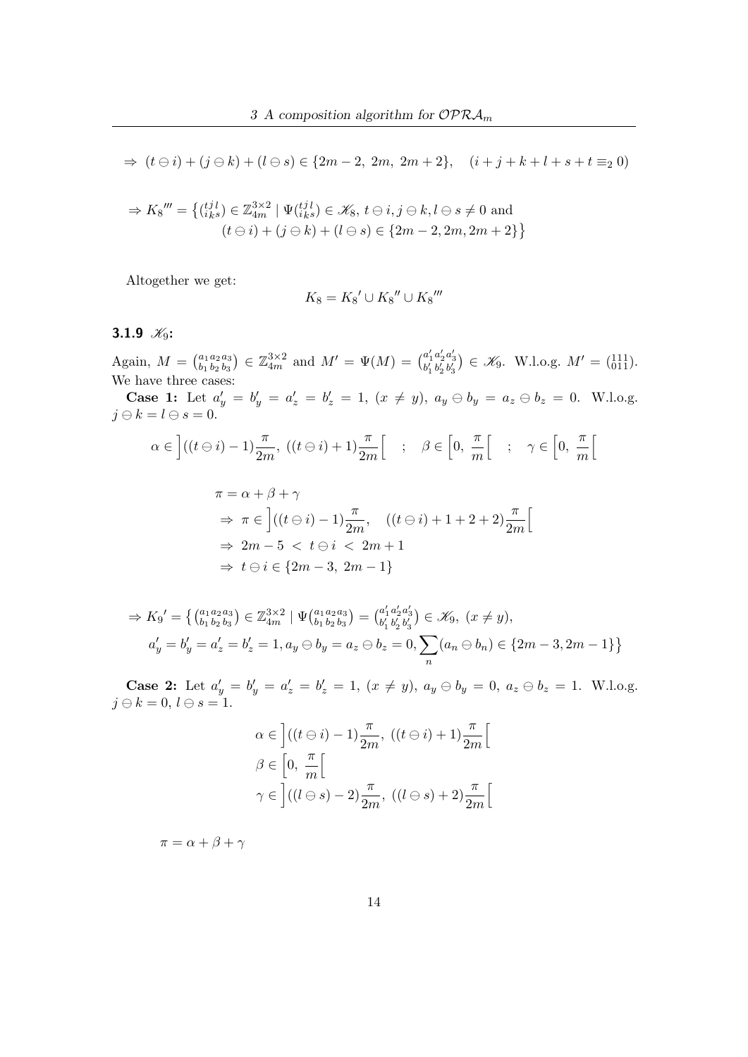$$\Rightarrow\ (t \ominus i) + (j \ominus k) + (l \ominus s) \in \{2m-2,\ 2m,\ 2m+2\}, \quad (i+j+k+l+s+t \equiv_2 0)$$

$$\Rightarrow K_8''' = \big\{ \left(\begin{smallmatrix} t\,j\,l \\ i\,k\,s \end{smallmatrix}\right) \in \mathbb{Z}_{4m}^{3\times 2} \mid \Psi\left(\begin{smallmatrix} t\,j\,l \\ i\,k\,s \end{smallmatrix}\right) \in \mathscr{K}_8,\ t\ominus i, j \ominus k, l \ominus s \neq 0 \text{ and } (t\ominus i) + (j \ominus k) + (l \ominus s) \in \{2m-2, 2m, 2m+2\} \big\}$$

Altogether we get:

$$K_8 = {K_8}' \cup {K_8}'' \cup {K_8}'''$$

### 3.1.9 $\mathscr{K}_9$:

Again, $M = \left(\begin{smallmatrix} a_1\,a_2\,a_3 \\ b_1\,b_2\,b_3 \end{smallmatrix}\right) \in \mathbb{Z}_{4m}^{3\times 2}$ and $M' = \Psi(M) = \left(\begin{smallmatrix} a_1'\,a_2'\,a_3' \\ b_1'\,b_2'\,b_3' \end{smallmatrix}\right) \in \mathscr{K}_9$. W.l.o.g. $M' = \left(\begin{smallmatrix} 111 \\ 011 \end{smallmatrix}\right)$. We have three cases:

**Case 1:** Let $a_y' = b_y' = a_z' = b_z' = 1$, $(x \neq y)$, $a_y \ominus b_y = a_z \ominus b_z = 0$. W.l.o.g. $j \ominus k = l \ominus s = 0$.

$$\alpha \in \Big]((t\ominus i)-1)\frac{\pi}{2m},\ ((t\ominus i)+1)\frac{\pi}{2m}\Big[ \quad ; \quad \beta \in \Big[0,\ \frac{\pi}{m}\Big[ \quad ; \quad \gamma \in \Big[0,\ \frac{\pi}{m}\Big[$$

$$\begin{aligned}
&\pi = \alpha + \beta + \gamma \\
&\Rightarrow\ \pi \in \Big]((t\ominus i)-1)\frac{\pi}{2m}, \quad ((t\ominus i)+1+2+2)\frac{\pi}{2m}\Big[ \\
&\Rightarrow\ 2m-5\ <\ t\ominus i\ <\ 2m+1 \\
&\Rightarrow\ t\ominus i \in \{2m-3,\ 2m-1\}
\end{aligned}$$

$$\Rightarrow {K_9}' = \big\{ \left(\begin{smallmatrix} a_1\,a_2\,a_3 \\ b_1\,b_2\,b_3 \end{smallmatrix}\right) \in \mathbb{Z}_{4m}^{3\times 2} \mid \Psi\left(\begin{smallmatrix} a_1\,a_2\,a_3 \\ b_1\,b_2\,b_3 \end{smallmatrix}\right) = \left(\begin{smallmatrix} a_1'\,a_2'\,a_3' \\ b_1'\,b_2'\,b_3' \end{smallmatrix}\right) \in \mathscr{K}_9,\ (x \neq y),$$
$$a_y' = b_y' = a_z' = b_z' = 1, a_y \ominus b_y = a_z \ominus b_z = 0, \sum_n (a_n \ominus b_n) \in \{2m-3, 2m-1\} \big\}$$

**Case 2:** Let $a_y' = b_y' = a_z' = b_z' = 1$, $(x \neq y)$, $a_y \ominus b_y = 0$, $a_z \ominus b_z = 1$. W.l.o.g. $j \ominus k = 0$, $l \ominus s = 1$.

$$\begin{aligned}
&\alpha \in \Big]((t\ominus i)-1)\frac{\pi}{2m},\ ((t\ominus i)+1)\frac{\pi}{2m}\Big[ \\
&\beta \in \Big[0,\ \frac{\pi}{m}\Big[ \\
&\gamma \in \Big]((l\ominus s)-2)\frac{\pi}{2m},\ ((l\ominus s)+2)\frac{\pi}{2m}\Big[
\end{aligned}$$

$$\pi = \alpha + \beta + \gamma$$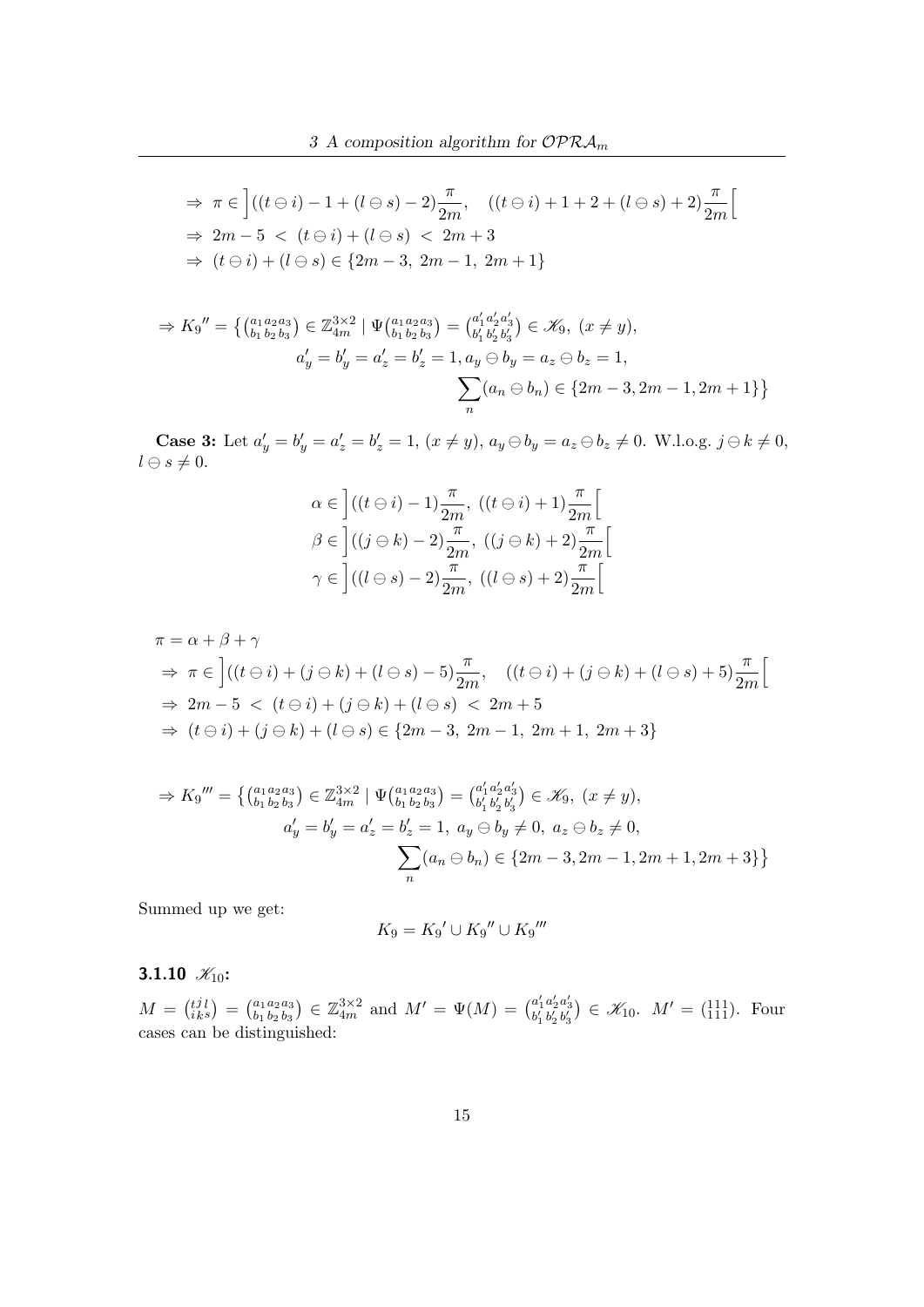$$\Rightarrow\ \pi \in \left]((t\ominus i)-1+(l\ominus s)-2)\frac{\pi}{2m},\quad ((t\ominus i)+1+2+(l\ominus s)+2)\frac{\pi}{2m}\right[$$
$$\Rightarrow\ 2m-5\ <\ (t\ominus i)+(l\ominus s)\ <\ 2m+3$$
$$\Rightarrow\ (t\ominus i)+(l\ominus s)\in\{2m-3,\ 2m-1,\ 2m+1\}$$

$$\Rightarrow K_9'' = \Big\{ \left(\begin{smallmatrix} a_1\, a_2\, a_3 \\ b_1\, b_2\, b_3 \end{smallmatrix}\right) \in \mathbb{Z}_{4m}^{3\times 2} \mid \Psi\left(\begin{smallmatrix} a_1\, a_2\, a_3 \\ b_1\, b_2\, b_3 \end{smallmatrix}\right) = \left(\begin{smallmatrix} a_1'\, a_2'\, a_3' \\ b_1'\, b_2'\, b_3' \end{smallmatrix}\right) \in \mathscr{K}_9,\ (x\neq y),$$
$$a_y' = b_y' = a_z' = b_z' = 1, a_y\ominus b_y = a_z\ominus b_z = 1,$$
$$\sum_n (a_n\ominus b_n)\in\{2m-3, 2m-1, 2m+1\}\Big\}$$

**Case 3:** Let $a_y' = b_y' = a_z' = b_z' = 1$, $(x\neq y)$, $a_y\ominus b_y = a_z\ominus b_z \neq 0$. W.l.o.g. $j\ominus k\neq 0$, $l\ominus s\neq 0$.

$$\alpha \in \left]((t\ominus i)-1)\frac{\pi}{2m},\ ((t\ominus i)+1)\frac{\pi}{2m}\right[$$
$$\beta \in \left]((j\ominus k)-2)\frac{\pi}{2m},\ ((j\ominus k)+2)\frac{\pi}{2m}\right[$$
$$\gamma \in \left]((l\ominus s)-2)\frac{\pi}{2m},\ ((l\ominus s)+2)\frac{\pi}{2m}\right[$$

$$\pi = \alpha+\beta+\gamma$$
$$\Rightarrow\ \pi \in \left]((t\ominus i)+(j\ominus k)+(l\ominus s)-5)\frac{\pi}{2m},\quad ((t\ominus i)+(j\ominus k)+(l\ominus s)+5)\frac{\pi}{2m}\right[$$
$$\Rightarrow\ 2m-5\ <\ (t\ominus i)+(j\ominus k)+(l\ominus s)\ <\ 2m+5$$
$$\Rightarrow\ (t\ominus i)+(j\ominus k)+(l\ominus s)\in\{2m-3,\ 2m-1,\ 2m+1,\ 2m+3\}$$

$$\Rightarrow K_9''' = \Big\{ \left(\begin{smallmatrix} a_1\, a_2\, a_3 \\ b_1\, b_2\, b_3 \end{smallmatrix}\right) \in \mathbb{Z}_{4m}^{3\times 2} \mid \Psi\left(\begin{smallmatrix} a_1\, a_2\, a_3 \\ b_1\, b_2\, b_3 \end{smallmatrix}\right) = \left(\begin{smallmatrix} a_1'\, a_2'\, a_3' \\ b_1'\, b_2'\, b_3' \end{smallmatrix}\right) \in \mathscr{K}_9,\ (x\neq y),$$
$$a_y' = b_y' = a_z' = b_z' = 1,\ a_y\ominus b_y \neq 0,\ a_z\ominus b_z\neq 0,$$
$$\sum_n (a_n\ominus b_n)\in\{2m-3, 2m-1, 2m+1, 2m+3\}\Big\}$$

Summed up we get:

$$K_9 = K_9' \cup K_9'' \cup K_9'''$$

### 3.1.10 $\mathscr{K}_{10}$:

$M = \left(\begin{smallmatrix} t\, j\, l \\ i\, k\, s \end{smallmatrix}\right) = \left(\begin{smallmatrix} a_1\, a_2\, a_3 \\ b_1\, b_2\, b_3 \end{smallmatrix}\right) \in \mathbb{Z}_{4m}^{3\times 2}$ and $M' = \Psi(M) = \left(\begin{smallmatrix} a_1'\, a_2'\, a_3' \\ b_1'\, b_2'\, b_3' \end{smallmatrix}\right) \in \mathscr{K}_{10}$. $M' = \left(\begin{smallmatrix} 1\,1\,1 \\ 1\,1\,1 \end{smallmatrix}\right)$. Four cases can be distinguished: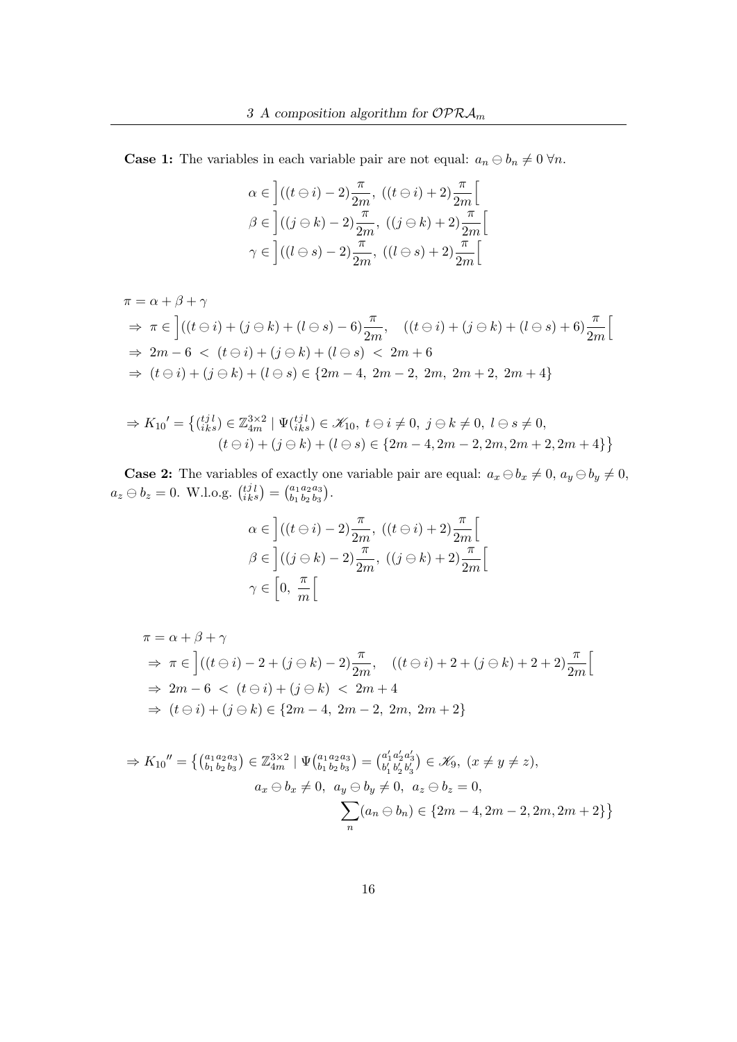**Case 1:** The variables in each variable pair are not equal: $a_n \ominus b_n \neq 0 \; \forall n$.

$$\alpha \in \left]((t \ominus i) - 2)\frac{\pi}{2m},\; ((t \ominus i) + 2)\frac{\pi}{2m}\right[$$
$$\beta \in \left]((j \ominus k) - 2)\frac{\pi}{2m},\; ((j \ominus k) + 2)\frac{\pi}{2m}\right[$$
$$\gamma \in \left]((l \ominus s) - 2)\frac{\pi}{2m},\; ((l \ominus s) + 2)\frac{\pi}{2m}\right[$$

$$\begin{aligned}
&\pi = \alpha + \beta + \gamma \\
&\Rightarrow\; \pi \in \left]((t \ominus i) + (j \ominus k) + (l \ominus s) - 6)\frac{\pi}{2m}, \quad ((t \ominus i) + (j \ominus k) + (l \ominus s) + 6)\frac{\pi}{2m}\right[ \\
&\Rightarrow\; 2m - 6 \;<\; (t \ominus i) + (j \ominus k) + (l \ominus s) \;<\; 2m + 6 \\
&\Rightarrow\; (t \ominus i) + (j \ominus k) + (l \ominus s) \in \{2m-4,\; 2m-2,\; 2m,\; 2m+2,\; 2m+4\}
\end{aligned}$$

$$\begin{aligned}
\Rightarrow K_{10}{}' = \big\{ \left(\begin{smallmatrix} t\,j\,l \\ i\,k\,s \end{smallmatrix}\right) \in \mathbb{Z}_{4m}^{3\times 2} \mid \Psi\left(\begin{smallmatrix} t\,j\,l \\ i\,k\,s \end{smallmatrix}\right) \in \mathscr{K}_{10},\; t \ominus i \neq 0,\; j \ominus k \neq 0,\; l \ominus s \neq 0, \\
(t \ominus i) + (j \ominus k) + (l \ominus s) \in \{2m-4, 2m-2, 2m, 2m+2, 2m+4\} \big\}
\end{aligned}$$

**Case 2:** The variables of exactly one variable pair are equal: $a_x \ominus b_x \neq 0$, $a_y \ominus b_y \neq 0$, $a_z \ominus b_z = 0$. W.l.o.g. $\left(\begin{smallmatrix} t\,j\,l \\ i\,k\,s \end{smallmatrix}\right) = \left(\begin{smallmatrix} a_1\,a_2\,a_3 \\ b_1\,b_2\,b_3 \end{smallmatrix}\right)$.

$$\alpha \in \left]((t \ominus i) - 2)\frac{\pi}{2m},\; ((t \ominus i) + 2)\frac{\pi}{2m}\right[$$
$$\beta \in \left]((j \ominus k) - 2)\frac{\pi}{2m},\; ((j \ominus k) + 2)\frac{\pi}{2m}\right[$$
$$\gamma \in \left[0,\; \frac{\pi}{m}\right[$$

$$\begin{aligned}
&\pi = \alpha + \beta + \gamma \\
&\Rightarrow\; \pi \in \left]((t \ominus i) - 2 + (j \ominus k) - 2)\frac{\pi}{2m}, \quad ((t \ominus i) + 2 + (j \ominus k) + 2 + 2)\frac{\pi}{2m}\right[ \\
&\Rightarrow\; 2m - 6 \;<\; (t \ominus i) + (j \ominus k) \;<\; 2m + 4 \\
&\Rightarrow\; (t \ominus i) + (j \ominus k) \in \{2m-4,\; 2m-2,\; 2m,\; 2m+2\}
\end{aligned}$$

$$\begin{aligned}
\Rightarrow K_{10}{}'' = \big\{ \left(\begin{smallmatrix} a_1\,a_2\,a_3 \\ b_1\,b_2\,b_3 \end{smallmatrix}\right) \in \mathbb{Z}_{4m}^{3\times 2} \mid \Psi\left(\begin{smallmatrix} a_1\,a_2\,a_3 \\ b_1\,b_2\,b_3 \end{smallmatrix}\right) = \left(\begin{smallmatrix} a_1'\,a_2'\,a_3' \\ b_1'\,b_2'\,b_3' \end{smallmatrix}\right) \in \mathscr{K}_9,\; (x \neq y \neq z), \\
a_x \ominus b_x \neq 0,\; a_y \ominus b_y \neq 0,\; a_z \ominus b_z = 0, \\
\sum_n (a_n \ominus b_n) \in \{2m-4, 2m-2, 2m, 2m+2\} \big\}
\end{aligned}$$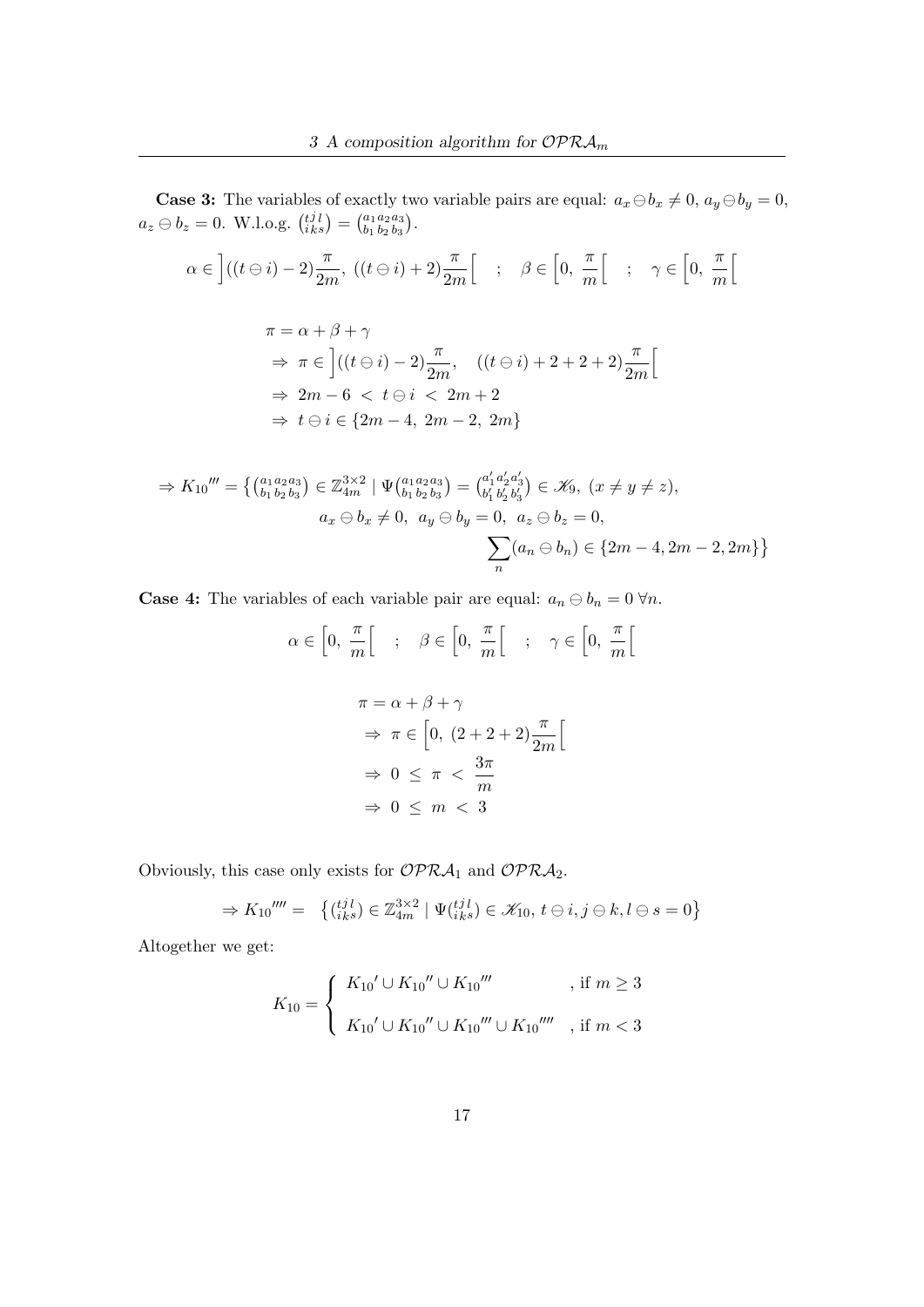**Case 3:** The variables of exactly two variable pairs are equal: $a_x \ominus b_x \neq 0$, $a_y \ominus b_y = 0$, $a_z \ominus b_z = 0$. W.l.o.g. $\binom{t\,j\,l}{i\,k\,s} = \binom{a_1\,a_2\,a_3}{b_1\,b_2\,b_3}$.

$$\alpha \in \Big]((t \ominus i) - 2)\frac{\pi}{2m},\ ((t \ominus i) + 2)\frac{\pi}{2m}\Big[ \quad ; \quad \beta \in \Big[0,\ \frac{\pi}{m}\Big[ \quad ; \quad \gamma \in \Big[0,\ \frac{\pi}{m}\Big[$$

$$\begin{aligned}
&\pi = \alpha + \beta + \gamma \\
&\Rightarrow\ \pi \in \Big]((t \ominus i) - 2)\frac{\pi}{2m}, \quad ((t \ominus i) + 2 + 2 + 2)\frac{\pi}{2m}\Big[ \\
&\Rightarrow\ 2m - 6\ <\ t \ominus i\ <\ 2m + 2 \\
&\Rightarrow\ t \ominus i \in \{2m - 4,\ 2m - 2,\ 2m\}
\end{aligned}$$

$$\begin{aligned}
\Rightarrow K_{10}''' = \Big\{ \tbinom{a_1\,a_2\,a_3}{b_1\,b_2\,b_3} \in \mathbb{Z}_{4m}^{3\times 2} \mid \Psi\tbinom{a_1\,a_2\,a_3}{b_1\,b_2\,b_3} = \tbinom{a_1'\,a_2'\,a_3'}{b_1'\,b_2'\,b_3'} \in \mathscr{K}_9,\ (x \neq y \neq z), \\
a_x \ominus b_x \neq 0,\ a_y \ominus b_y = 0,\ a_z \ominus b_z = 0, \\
\sum_n (a_n \ominus b_n) \in \{2m-4, 2m-2, 2m\} \Big\}
\end{aligned}$$

**Case 4:** The variables of each variable pair are equal: $a_n \ominus b_n = 0\ \forall n$.

$$\alpha \in \Big[0,\ \frac{\pi}{m}\Big[ \quad ; \quad \beta \in \Big[0,\ \frac{\pi}{m}\Big[ \quad ; \quad \gamma \in \Big[0,\ \frac{\pi}{m}\Big[$$

$$\begin{aligned}
&\pi = \alpha + \beta + \gamma \\
&\Rightarrow\ \pi \in \Big[0,\ (2 + 2 + 2)\frac{\pi}{2m}\Big[ \\
&\Rightarrow\ 0\ \leq\ \pi\ <\ \frac{3\pi}{m} \\
&\Rightarrow\ 0\ \leq\ m\ <\ 3
\end{aligned}$$

Obviously, this case only exists for $\mathcal{OPRA}_1$ and $\mathcal{OPRA}_2$.

$$\Rightarrow K_{10}'''' = \ \Big\{ \tbinom{t\,j\,l}{i\,k\,s} \in \mathbb{Z}_{4m}^{3\times 2} \mid \Psi\tbinom{t\,j\,l}{i\,k\,s} \in \mathscr{K}_{10},\ t \ominus i, j \ominus k, l \ominus s = 0 \Big\}$$

Altogether we get:

$$K_{10} = \begin{cases} K_{10}' \cup K_{10}'' \cup K_{10}''' & \text{, if } m \geq 3 \\[2ex] K_{10}' \cup K_{10}'' \cup K_{10}''' \cup K_{10}'''' & \text{, if } m < 3 \end{cases}$$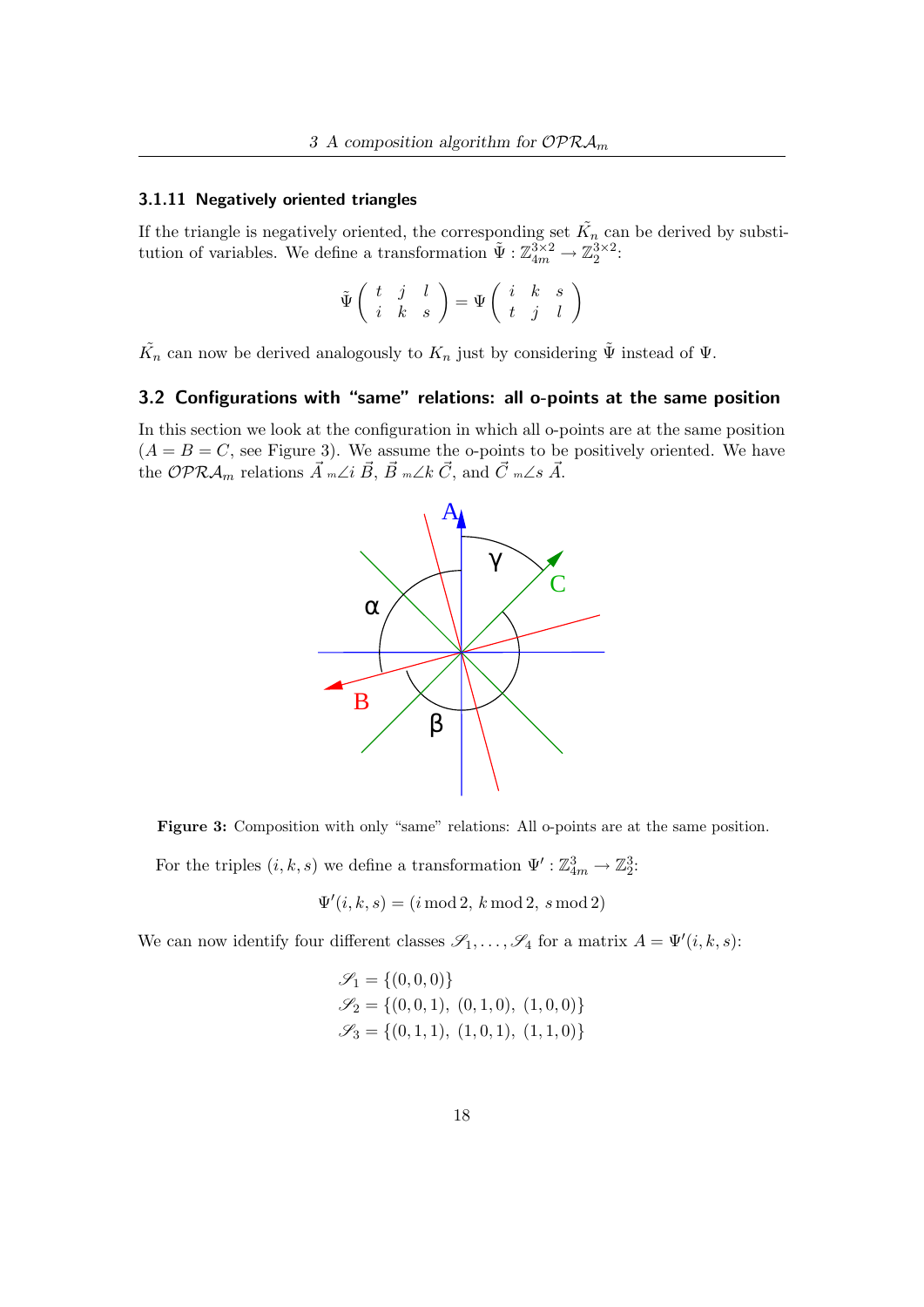### 3.1.11 Negatively oriented triangles

If the triangle is negatively oriented, the corresponding set $\tilde{K_n}$ can be derived by substitution of variables. We define a transformation $\tilde{\Psi} : \mathbb{Z}_{4m}^{3\times 2} \rightarrow \mathbb{Z}_2^{3\times 2}$:

$$\tilde{\Psi}\begin{pmatrix} t & j & l \\ i & k & s \end{pmatrix} = \Psi\begin{pmatrix} i & k & s \\ t & j & l \end{pmatrix}$$

$\tilde{K_n}$ can now be derived analogously to $K_n$ just by considering $\tilde{\Psi}$ instead of $\Psi$.

## 3.2 Configurations with "same" relations: all o-points at the same position

In this section we look at the configuration in which all o-points are at the same position ($A = B = C$, see Figure 3). We assume the o-points to be positively oriented. We have the $\mathcal{OPRA}_m$ relations $\vec{A}\ {}_m\!\angle i\ \vec{B}$, $\vec{B}\ {}_m\!\angle k\ \vec{C}$, and $\vec{C}\ {}_m\!\angle s\ \vec{A}$.

**Figure 3:** Composition with only "same" relations: All o-points are at the same position.

For the triples $(i, k, s)$ we define a transformation $\Psi' : \mathbb{Z}_{4m}^3 \rightarrow \mathbb{Z}_2^3$:

$$\Psi'(i, k, s) = (i \bmod 2,\ k \bmod 2,\ s \bmod 2)$$

We can now identify four different classes $\mathscr{S}_1, \ldots, \mathscr{S}_4$ for a matrix $A = \Psi'(i, k, s)$:

$$\mathscr{S}_1 = \{(0, 0, 0)\}$$
$$\mathscr{S}_2 = \{(0, 0, 1),\ (0, 1, 0),\ (1, 0, 0)\}$$
$$\mathscr{S}_3 = \{(0, 1, 1),\ (1, 0, 1),\ (1, 1, 0)\}$$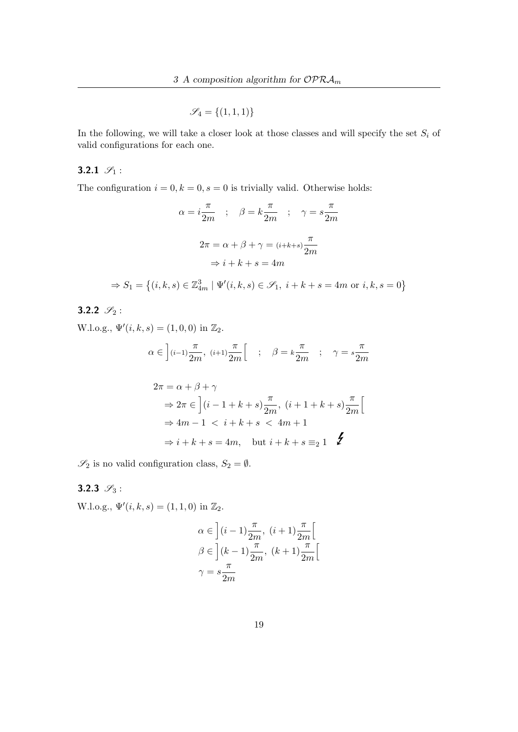$$\mathscr{S}_4 = \{(1,1,1)\}$$

In the following, we will take a closer look at those classes and will specify the set $S_i$ of valid configurations for each one.

### 3.2.1 $\mathscr{S}_1$ :

The configuration $i = 0, k = 0, s = 0$ is trivially valid. Otherwise holds:

$$\alpha = i\frac{\pi}{2m} \quad ; \quad \beta = k\frac{\pi}{2m} \quad ; \quad \gamma = s\frac{\pi}{2m}$$

$$2\pi = \alpha + \beta + \gamma = (i+k+s)\frac{\pi}{2m}$$
$$\Rightarrow i + k + s = 4m$$

$$\Rightarrow S_1 = \left\{(i,k,s) \in \mathbb{Z}_{4m}^3 \mid \Psi'(i,k,s) \in \mathscr{S}_1,\ i+k+s = 4m \text{ or } i,k,s = 0\right\}$$

### 3.2.2 $\mathscr{S}_2$ :

W.l.o.g., $\Psi'(i,k,s) = (1,0,0)$ in $\mathbb{Z}_2$.

$$\alpha \in \left](i-1)\frac{\pi}{2m},\ (i+1)\frac{\pi}{2m}\right[ \quad ; \quad \beta = k\frac{\pi}{2m} \quad ; \quad \gamma = s\frac{\pi}{2m}$$

$$\begin{aligned}
2\pi &= \alpha + \beta + \gamma \\
&\Rightarrow 2\pi \in \left](i-1+k+s)\frac{\pi}{2m},\ (i+1+k+s)\frac{\pi}{2m}\right[ \\
&\Rightarrow 4m - 1 \ < \ i+k+s \ < \ 4m+1 \\
&\Rightarrow i+k+s = 4m, \quad \text{but } i+k+s \equiv_2 1 \quad \lightning
\end{aligned}$$

$\mathscr{S}_2$ is no valid configuration class, $S_2 = \emptyset$.

### 3.2.3 $\mathscr{S}_3$ :

W.l.o.g., $\Psi'(i,k,s) = (1,1,0)$ in $\mathbb{Z}_2$.

$$\alpha \in \left](i-1)\frac{\pi}{2m},\ (i+1)\frac{\pi}{2m}\right[$$
$$\beta \in \left](k-1)\frac{\pi}{2m},\ (k+1)\frac{\pi}{2m}\right[$$
$$\gamma = s\frac{\pi}{2m}$$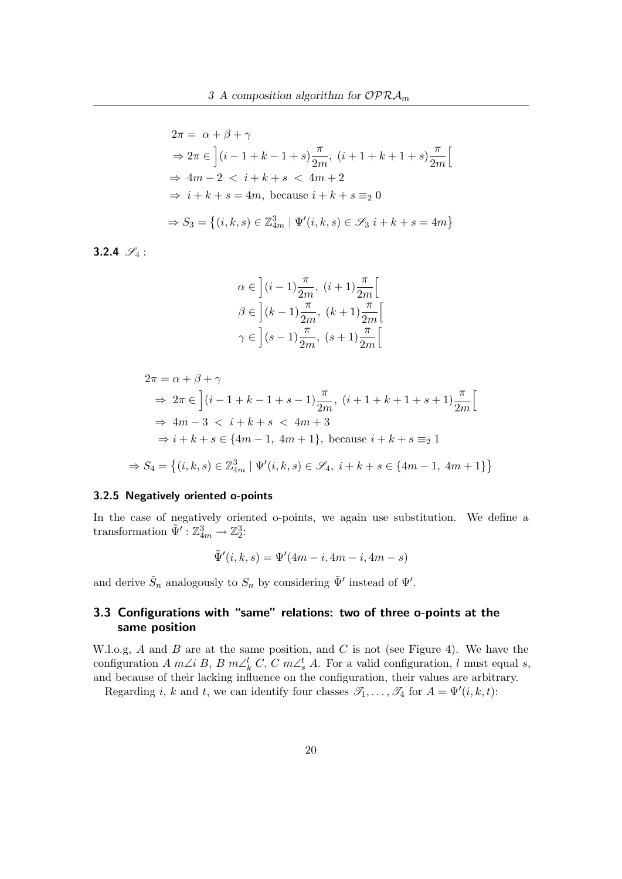$$
\begin{aligned}
2\pi = &\ \alpha + \beta + \gamma \\
&\Rightarrow 2\pi \in \left](i-1+k-1+s)\frac{\pi}{2m},\ (i+1+k+1+s)\frac{\pi}{2m}\right[ \\
&\Rightarrow\ 4m-2\ <\ i+k+s\ <\ 4m+2 \\
&\Rightarrow\ i+k+s = 4m, \text{ because } i+k+s \equiv_2 0 \\
&\Rightarrow S_3 = \left\{(i,k,s) \in \mathbb{Z}_{4m}^3 \mid \Psi'(i,k,s) \in \mathscr{S}_3\ i+k+s = 4m\right\}
\end{aligned}
$$

### 3.2.4 $\mathscr{S}_4$ :

$$
\begin{aligned}
\alpha &\in \left](i-1)\frac{\pi}{2m},\ (i+1)\frac{\pi}{2m}\right[ \\
\beta &\in \left](k-1)\frac{\pi}{2m},\ (k+1)\frac{\pi}{2m}\right[ \\
\gamma &\in \left](s-1)\frac{\pi}{2m},\ (s+1)\frac{\pi}{2m}\right[
\end{aligned}
$$

$$
\begin{aligned}
2\pi &= \alpha + \beta + \gamma \\
&\Rightarrow\ 2\pi \in \left](i-1+k-1+s-1)\frac{\pi}{2m},\ (i+1+k+1+s+1)\frac{\pi}{2m}\right[ \\
&\Rightarrow\ 4m-3\ <\ i+k+s\ <\ 4m+3 \\
&\Rightarrow i+k+s \in \{4m-1,\ 4m+1\}, \text{ because } i+k+s \equiv_2 1 \\
\Rightarrow S_4 &= \left\{(i,k,s) \in \mathbb{Z}_{4m}^3 \mid \Psi'(i,k,s) \in \mathscr{S}_4,\ i+k+s \in \{4m-1,\ 4m+1\}\right\}
\end{aligned}
$$

#### 3.2.5 Negatively oriented o-points

In the case of negatively oriented o-points, we again use substitution. We define a transformation $\tilde{\Psi}' : \mathbb{Z}_{4m}^3 \to \mathbb{Z}_2^3$:

$$
\tilde{\Psi}'(i,k,s) = \Psi'(4m-i, 4m-i, 4m-s)
$$

and derive $\tilde{S}_n$ analogously to $S_n$ by considering $\tilde{\Psi}'$ instead of $\Psi'$.

## 3.3 Configurations with "same" relations: two of three o-points at the same position

W.l.o.g, $A$ and $B$ are at the same position, and $C$ is not (see Figure 4). We have the configuration $A\ m\angle i\ B$, $B\ m\angle_k^l\ C$, $C\ m\angle_s^t\ A$. For a valid configuration, $l$ must equal $s$, and because of their lacking influence on the configuration, their values are arbitrary.

Regarding $i$, $k$ and $t$, we can identify four classes $\mathscr{T}_1, \ldots, \mathscr{T}_4$ for $A = \Psi'(i,k,t)$: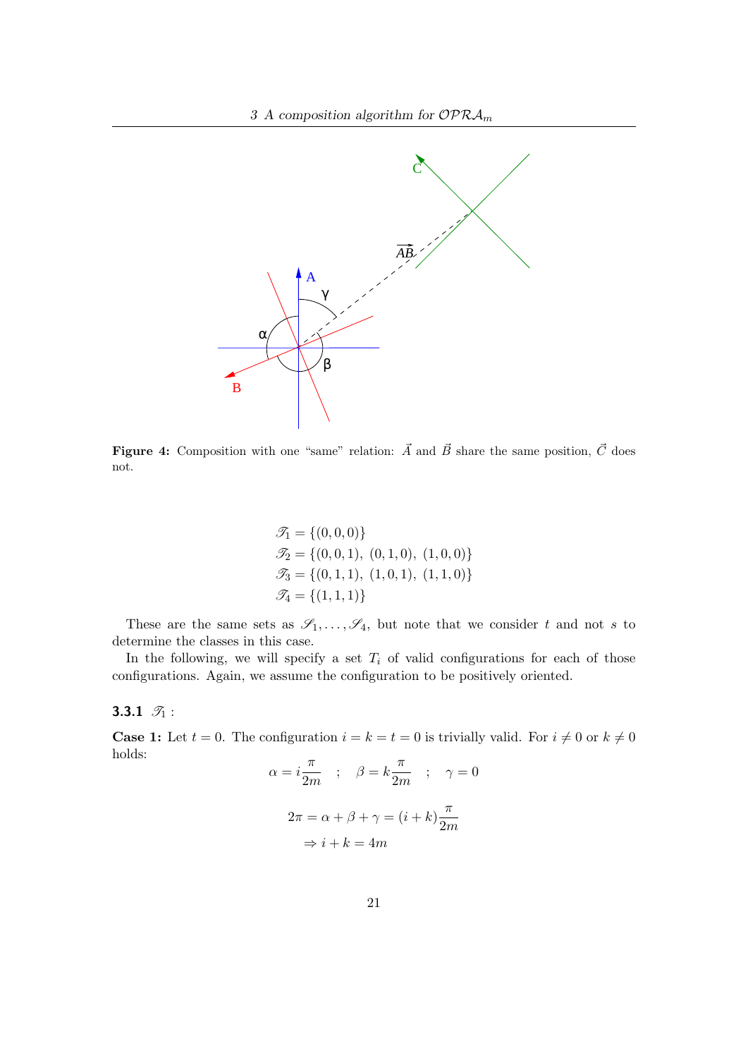**Figure 4:** Composition with one "same" relation: $\vec{A}$ and $\vec{B}$ share the same position, $\vec{C}$ does not.

$$
\begin{aligned}
\mathscr{T}_1 &= \{(0,0,0)\} \\
\mathscr{T}_2 &= \{(0,0,1),\ (0,1,0),\ (1,0,0)\} \\
\mathscr{T}_3 &= \{(0,1,1),\ (1,0,1),\ (1,1,0)\} \\
\mathscr{T}_4 &= \{(1,1,1)\}
\end{aligned}
$$

These are the same sets as $\mathscr{S}_1, \ldots, \mathscr{S}_4$, but note that we consider $t$ and not $s$ to determine the classes in this case.

In the following, we will specify a set $T_i$ of valid configurations for each of those configurations. Again, we assume the configuration to be positively oriented.

### 3.3.1 $\mathscr{T}_1$ :

**Case 1:** Let $t = 0$. The configuration $i = k = t = 0$ is trivially valid. For $i \neq 0$ or $k \neq 0$ holds:

$$
\alpha = i\frac{\pi}{2m} \quad ; \quad \beta = k\frac{\pi}{2m} \quad ; \quad \gamma = 0
$$

$$
\begin{aligned}
2\pi = \alpha + \beta + \gamma &= (i+k)\frac{\pi}{2m} \\
\Rightarrow i + k &= 4m
\end{aligned}
$$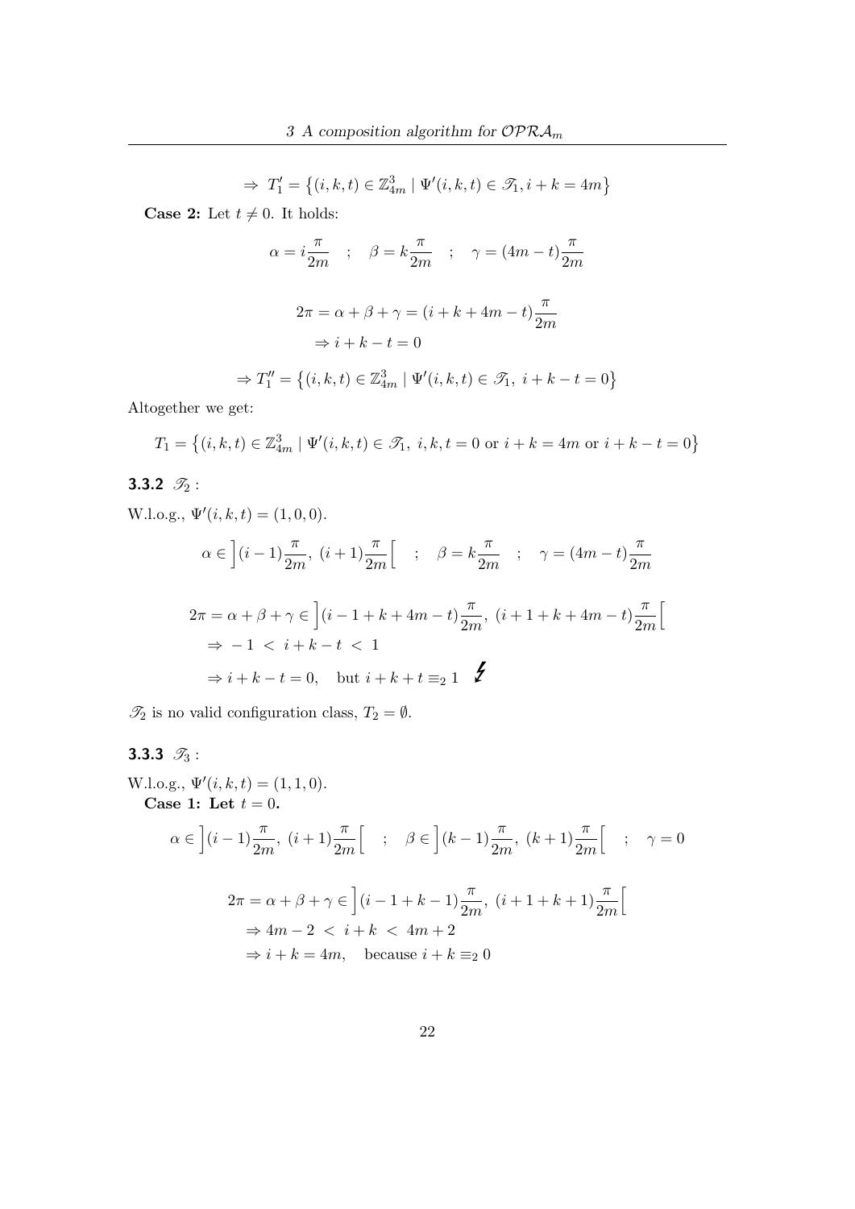$$\Rightarrow \; T_1' = \left\{(i,k,t) \in \mathbb{Z}_{4m}^3 \mid \Psi'(i,k,t) \in \mathscr{T}_1, i+k = 4m\right\}$$

**Case 2:** Let $t \neq 0$. It holds:

$$\alpha = i\frac{\pi}{2m} \quad ; \quad \beta = k\frac{\pi}{2m} \quad ; \quad \gamma = (4m-t)\frac{\pi}{2m}$$

$$\begin{aligned}
2\pi = \alpha + \beta + \gamma &= (i + k + 4m - t)\frac{\pi}{2m} \\
\Rightarrow i + k - t &= 0
\end{aligned}$$

$$\Rightarrow T_1'' = \left\{(i,k,t) \in \mathbb{Z}_{4m}^3 \mid \Psi'(i,k,t) \in \mathscr{T}_1, \; i+k-t = 0\right\}$$

Altogether we get:

$$T_1 = \left\{(i,k,t) \in \mathbb{Z}_{4m}^3 \mid \Psi'(i,k,t) \in \mathscr{T}_1, \; i,k,t = 0 \text{ or } i+k = 4m \text{ or } i+k-t = 0\right\}$$

### 3.3.2 $\mathscr{T}_2$ :

W.l.o.g., $\Psi'(i,k,t) = (1,0,0)$.

$$\alpha \in \left](i-1)\frac{\pi}{2m}, \; (i+1)\frac{\pi}{2m}\right[ \quad ; \quad \beta = k\frac{\pi}{2m} \quad ; \quad \gamma = (4m-t)\frac{\pi}{2m}$$

$$\begin{aligned}
2\pi = \alpha + \beta + \gamma &\in \left](i-1+k+4m-t)\frac{\pi}{2m}, \; (i+1+k+4m-t)\frac{\pi}{2m}\right[ \\
&\Rightarrow \; -1 \; < \; i+k-t \; < \; 1 \\
&\Rightarrow i+k-t = 0, \quad \text{but } i+k+t \equiv_2 1 \quad \text{↯}
\end{aligned}$$

$\mathscr{T}_2$ is no valid configuration class, $T_2 = \emptyset$.

### 3.3.3 $\mathscr{T}_3$ :

W.l.o.g., $\Psi'(i,k,t) = (1,1,0)$.

**Case 1: Let** $t = 0$**.**

$$\alpha \in \left](i-1)\frac{\pi}{2m}, \; (i+1)\frac{\pi}{2m}\right[ \quad ; \quad \beta \in \left](k-1)\frac{\pi}{2m}, \; (k+1)\frac{\pi}{2m}\right[ \quad ; \quad \gamma = 0$$

$$\begin{aligned}
2\pi = \alpha + \beta + \gamma &\in \left](i-1+k-1)\frac{\pi}{2m}, \; (i+1+k+1)\frac{\pi}{2m}\right[ \\
&\Rightarrow 4m-2 \; < \; i+k \; < \; 4m+2 \\
&\Rightarrow i+k = 4m, \quad \text{because } i+k \equiv_2 0
\end{aligned}$$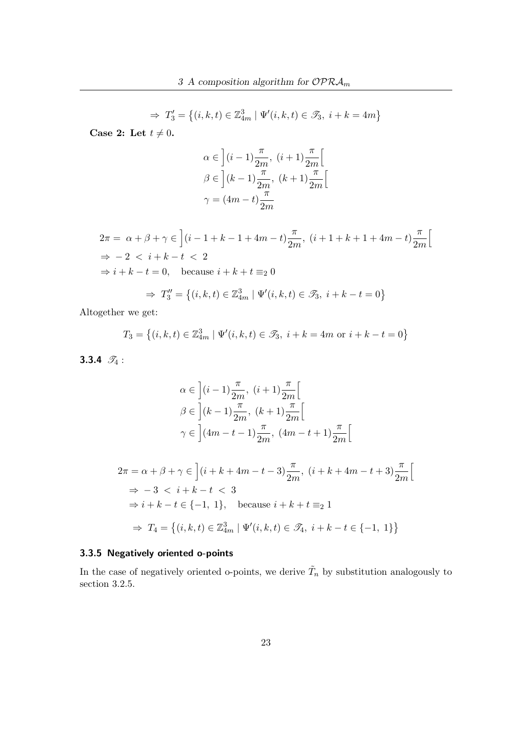$$\Rightarrow\ T_3' = \left\{(i,k,t) \in \mathbb{Z}_{4m}^3 \mid \Psi'(i,k,t) \in \mathscr{T}_3,\ i+k = 4m\right\}$$

**Case 2: Let** $t \neq 0$**.**

$$\alpha \in \left](i-1)\frac{\pi}{2m},\ (i+1)\frac{\pi}{2m}\right[$$
$$\beta \in \left](k-1)\frac{\pi}{2m},\ (k+1)\frac{\pi}{2m}\right[$$
$$\gamma = (4m-t)\frac{\pi}{2m}$$

$$2\pi = \alpha+\beta+\gamma \in \left](i-1+k-1+4m-t)\frac{\pi}{2m},\ (i+1+k+1+4m-t)\frac{\pi}{2m}\right[$$
$$\Rightarrow\ -2 \ <\ i+k-t\ <\ 2$$
$$\Rightarrow i+k-t = 0, \quad \text{because } i+k+t \equiv_2 0$$

$$\Rightarrow\ T_3'' = \left\{(i,k,t) \in \mathbb{Z}_{4m}^3 \mid \Psi'(i,k,t) \in \mathscr{T}_3,\ i+k-t = 0\right\}$$

Altogether we get:

$$T_3 = \left\{(i,k,t) \in \mathbb{Z}_{4m}^3 \mid \Psi'(i,k,t) \in \mathscr{T}_3,\ i+k = 4m \text{ or } i+k-t = 0\right\}$$

### 3.3.4 $\mathscr{T}_4$ :

$$\alpha \in \left](i-1)\frac{\pi}{2m},\ (i+1)\frac{\pi}{2m}\right[$$
$$\beta \in \left](k-1)\frac{\pi}{2m},\ (k+1)\frac{\pi}{2m}\right[$$
$$\gamma \in \left](4m-t-1)\frac{\pi}{2m},\ (4m-t+1)\frac{\pi}{2m}\right[$$

$$2\pi = \alpha+\beta+\gamma \in \left](i+k+4m-t-3)\frac{\pi}{2m},\ (i+k+4m-t+3)\frac{\pi}{2m}\right[$$
$$\Rightarrow\ -3 \ <\ i+k-t\ <\ 3$$
$$\Rightarrow i+k-t \in \{-1,\ 1\}, \quad \text{because } i+k+t \equiv_2 1$$

$$\Rightarrow\ T_4 = \left\{(i,k,t) \in \mathbb{Z}_{4m}^3 \mid \Psi'(i,k,t) \in \mathscr{T}_4,\ i+k-t \in \{-1,\ 1\}\right\}$$

### 3.3.5 Negatively oriented o-points

In the case of negatively oriented o-points, we derive $\tilde{T}_n$ by substitution analogously to section 3.2.5.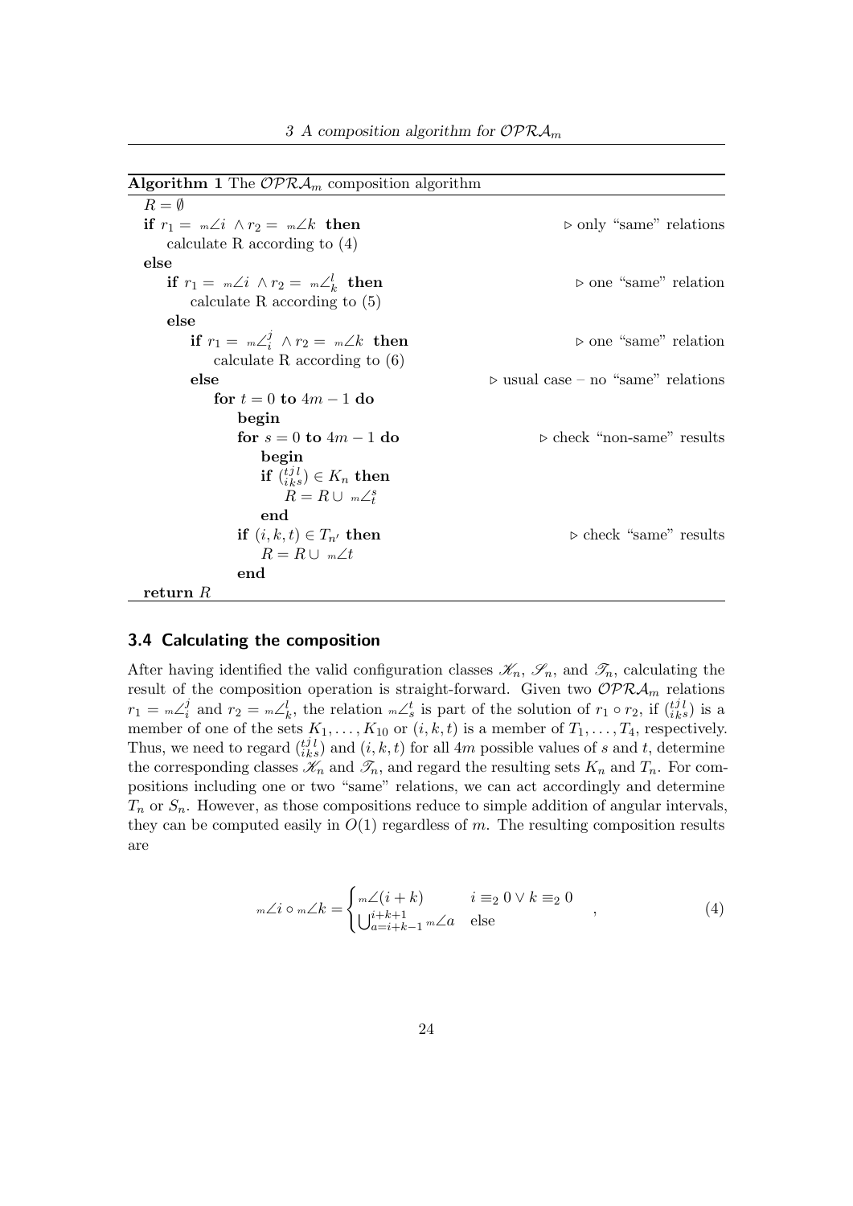**Algorithm 1** The $\mathcal{OPRA}_m$ composition algorithm

```
R = ∅
if r1 = m∠i ∧ r2 = m∠k then                         ▷ only "same" relations
    calculate R according to (4)
else
    if r1 = m∠i ∧ r2 = m∠_k^l then                  ▷ one "same" relation
        calculate R according to (5)
    else
        if r1 = m∠_i^j ∧ r2 = m∠k then              ▷ one "same" relation
            calculate R according to (6)
        else                                          ▷ usual case – no "same" relations
            for t = 0 to 4m − 1 do
                begin
                for s = 0 to 4m − 1 do               ▷ check "non-same" results
                    begin
                    if (t j l / i k s) ∈ K_n then
                        R = R ∪ m∠_t^s
                    end
                if (i, k, t) ∈ T_n' then             ▷ check "same" results
                    R = R ∪ m∠t
                end
return R
```

### 3.4 Calculating the composition

After having identified the valid configuration classes $\mathscr{K}_n$, $\mathscr{S}_n$, and $\mathscr{T}_n$, calculating the result of the composition operation is straight-forward. Given two $\mathcal{OPRA}_m$ relations $r_1 = {}_m\angle_i^j$ and $r_2 = {}_m\angle_k^l$, the relation ${}_m\angle_s^t$ is part of the solution of $r_1 \circ r_2$, if $\binom{t\,j\,l}{i\,k\,s}$ is a member of one of the sets $K_1, \ldots, K_{10}$ or $(i, k, t)$ is a member of $T_1, \ldots, T_4$, respectively. Thus, we need to regard $\binom{t\,j\,l}{i\,k\,s}$ and $(i, k, t)$ for all $4m$ possible values of $s$ and $t$, determine the corresponding classes $\mathscr{K}_n$ and $\mathscr{T}_n$, and regard the resulting sets $K_n$ and $T_n$. For compositions including one or two "same" relations, we can act accordingly and determine $T_n$ or $S_n$. However, as those compositions reduce to simple addition of angular intervals, they can be computed easily in $O(1)$ regardless of $m$. The resulting composition results are

$$
{}_m\angle i \circ {}_m\angle k = \begin{cases} {}_m\angle(i+k) & i \equiv_2 0 \vee k \equiv_2 0 \\ \bigcup_{a=i+k-1}^{i+k+1} {}_m\angle a & \text{else} \end{cases} \quad , \tag{4}
$$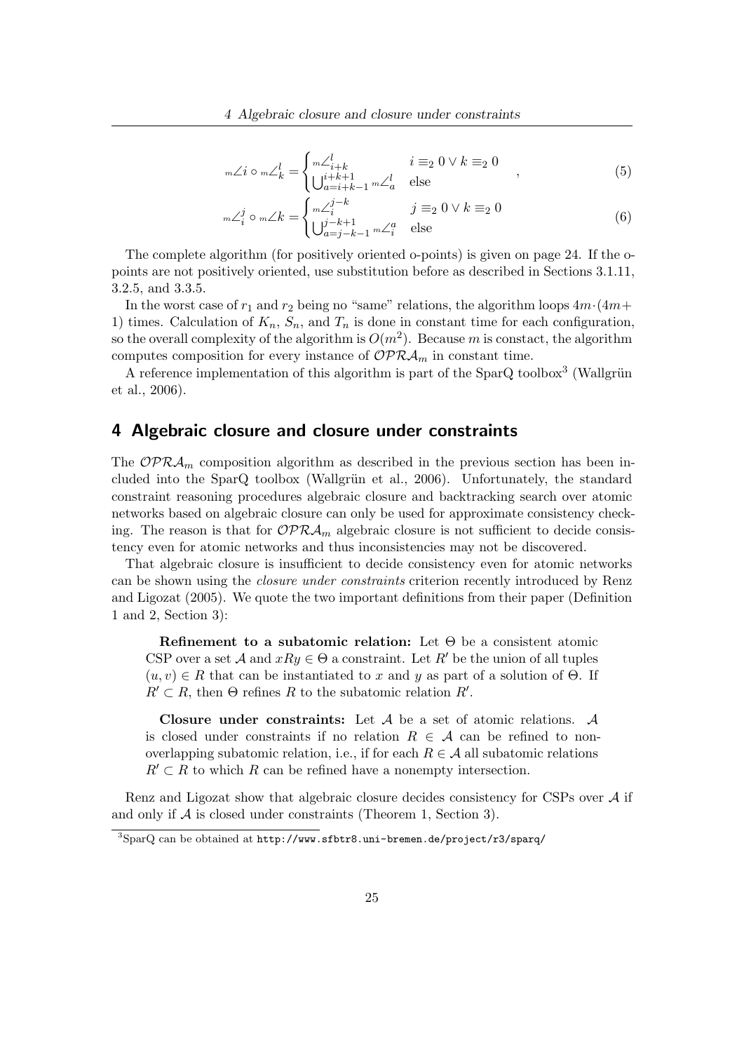$$
{}_m\angle i \circ {}_m\angle_k^l = \begin{cases} {}_m\angle_{i+k}^l & i \equiv_2 0 \lor k \equiv_2 0 \\ \bigcup_{a=i+k-1}^{i+k+1} {}_m\angle_a^l & \text{else} \end{cases} \quad , \tag{5}
$$

$$
{}_m\angle_i^j \circ {}_m\angle k = \begin{cases} {}_m\angle_i^{j-k} & j \equiv_2 0 \lor k \equiv_2 0 \\ \bigcup_{a=j-k-1}^{j-k+1} {}_m\angle_i^a & \text{else} \end{cases} \tag{6}
$$

The complete algorithm (for positively oriented o-points) is given on page 24. If the o-points are not positively oriented, use substitution before as described in Sections 3.1.11, 3.2.5, and 3.3.5.

In the worst case of $r_1$ and $r_2$ being no "same" relations, the algorithm loops $4m \cdot (4m + 1)$ times. Calculation of $K_n$, $S_n$, and $T_n$ is done in constant time for each configuration, so the overall complexity of the algorithm is $O(m^2)$. Because $m$ is constact, the algorithm computes composition for every instance of $\mathcal{OPRA}_m$ in constant time.

A reference implementation of this algorithm is part of the SparQ toolbox[3] (Wallgrün et al., 2006).

## 4 Algebraic closure and closure under constraints

The $\mathcal{OPRA}_m$ composition algorithm as described in the previous section has been included into the SparQ toolbox (Wallgrün et al., 2006). Unfortunately, the standard constraint reasoning procedures algebraic closure and backtracking search over atomic networks based on algebraic closure can only be used for approximate consistency checking. The reason is that for $\mathcal{OPRA}_m$ algebraic closure is not sufficient to decide consistency even for atomic networks and thus inconsistencies may not be discovered.

That algebraic closure is insufficient to decide consistency even for atomic networks can be shown using the *closure under constraints* criterion recently introduced by Renz and Ligozat (2005). We quote the two important definitions from their paper (Definition 1 and 2, Section 3):

> **Refinement to a subatomic relation:** Let $\Theta$ be a consistent atomic CSP over a set $\mathcal{A}$ and $xRy \in \Theta$ a constraint. Let $R'$ be the union of all tuples $(u, v) \in R$ that can be instantiated to $x$ and $y$ as part of a solution of $\Theta$. If $R' \subset R$, then $\Theta$ refines $R$ to the subatomic relation $R'$.
>
> **Closure under constraints:** Let $\mathcal{A}$ be a set of atomic relations. $\mathcal{A}$ is closed under constraints if no relation $R \in \mathcal{A}$ can be refined to non-overlapping subatomic relation, i.e., if for each $R \in \mathcal{A}$ all subatomic relations $R' \subset R$ to which $R$ can be refined have a nonempty intersection.

Renz and Ligozat show that algebraic closure decides consistency for CSPs over $\mathcal{A}$ if and only if $\mathcal{A}$ is closed under constraints (Theorem 1, Section 3).

[3] SparQ can be obtained at http://www.sfbtr8.uni-bremen.de/project/r3/sparq/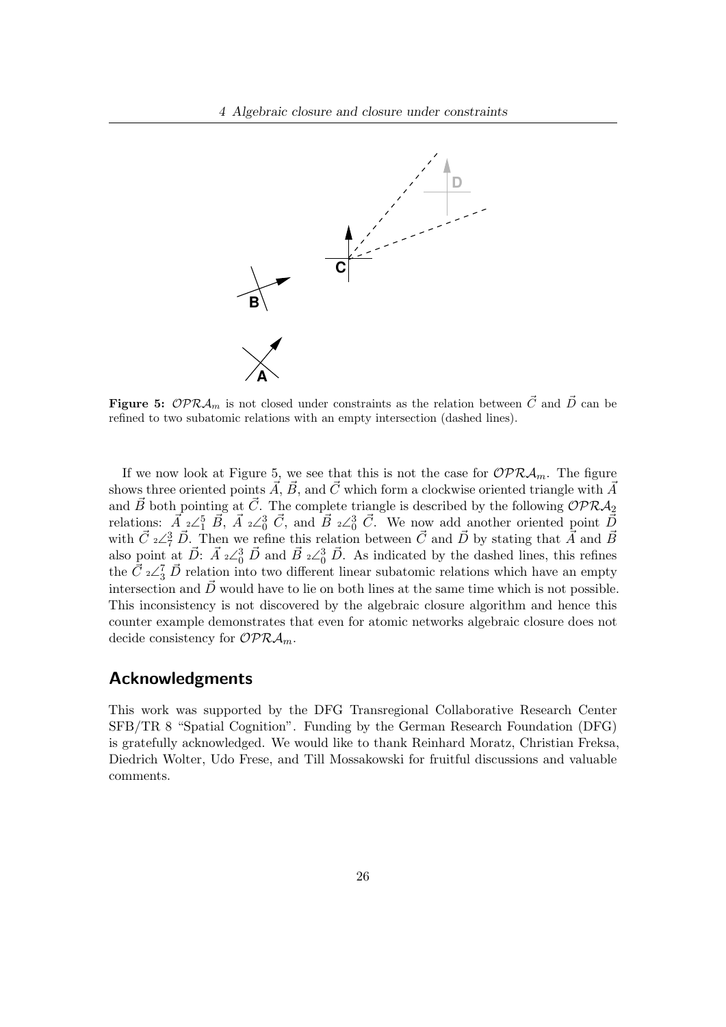**Figure 5:** $\mathcal{OPRA}_m$ is not closed under constraints as the relation between $\vec{C}$ and $\vec{D}$ can be refined to two subatomic relations with an empty intersection (dashed lines).

If we now look at Figure 5, we see that this is not the case for $\mathcal{OPRA}_m$. The figure shows three oriented points $\vec{A}$, $\vec{B}$, and $\vec{C}$ which form a clockwise oriented triangle with $\vec{A}$ and $\vec{B}$ both pointing at $\vec{C}$. The complete triangle is described by the following $\mathcal{OPRA}_2$ relations: $\vec{A}\ {}_2\angle_1^5\ \vec{B}$, $\vec{A}\ {}_2\angle_0^3\ \vec{C}$, and $\vec{B}\ {}_2\angle_0^3\ \vec{C}$. We now add another oriented point $\vec{D}$ with $\vec{C}\ {}_2\angle_7^3\ \vec{D}$. Then we refine this relation between $\vec{C}$ and $\vec{D}$ by stating that $\vec{A}$ and $\vec{B}$ also point at $\vec{D}$: $\vec{A}\ {}_2\angle_0^3\ \vec{D}$ and $\vec{B}\ {}_2\angle_0^3\ \vec{D}$. As indicated by the dashed lines, this refines the $\vec{C}\ {}_2\angle_3^7\ \vec{D}$ relation into two different linear subatomic relations which have an empty intersection and $\vec{D}$ would have to lie on both lines at the same time which is not possible. This inconsistency is not discovered by the algebraic closure algorithm and hence this counter example demonstrates that even for atomic networks algebraic closure does not decide consistency for $\mathcal{OPRA}_m$.

## Acknowledgments

This work was supported by the DFG Transregional Collaborative Research Center SFB/TR 8 "Spatial Cognition". Funding by the German Research Foundation (DFG) is gratefully acknowledged. We would like to thank Reinhard Moratz, Christian Freksa, Diedrich Wolter, Udo Frese, and Till Mossakowski for fruitful discussions and valuable comments.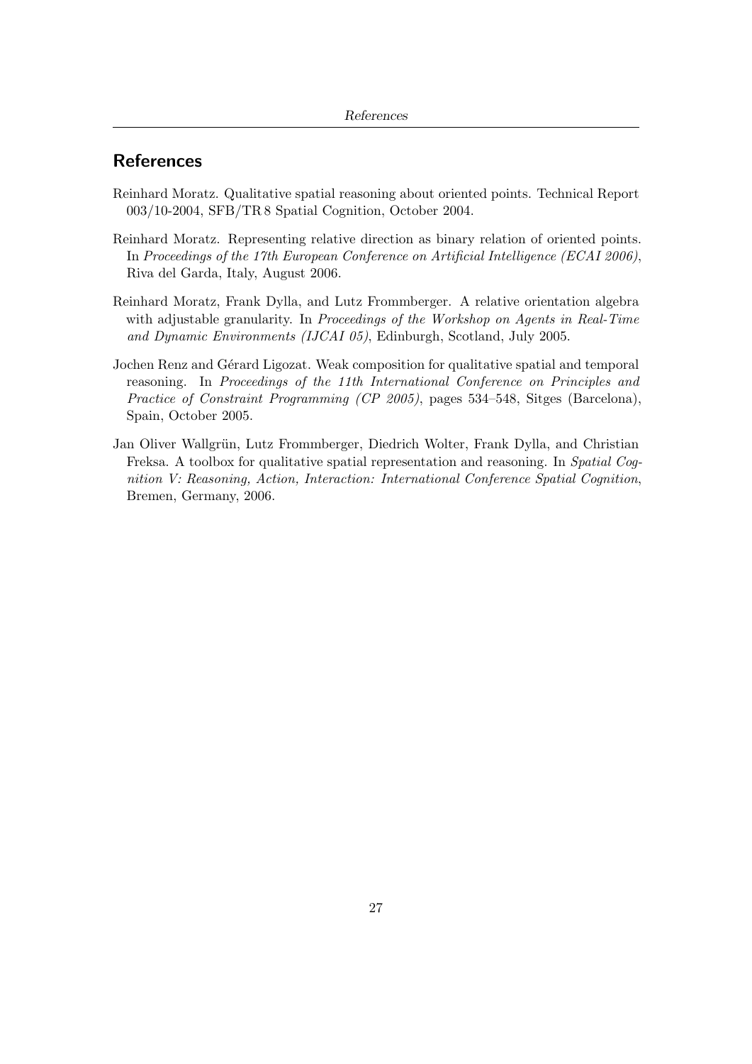## References

Reinhard Moratz. Qualitative spatial reasoning about oriented points. Technical Report 003/10-2004, SFB/TR 8 Spatial Cognition, October 2004.

Reinhard Moratz. Representing relative direction as binary relation of oriented points. In *Proceedings of the 17th European Conference on Artificial Intelligence (ECAI 2006)*, Riva del Garda, Italy, August 2006.

Reinhard Moratz, Frank Dylla, and Lutz Frommberger. A relative orientation algebra with adjustable granularity. In *Proceedings of the Workshop on Agents in Real-Time and Dynamic Environments (IJCAI 05)*, Edinburgh, Scotland, July 2005.

Jochen Renz and Gérard Ligozat. Weak composition for qualitative spatial and temporal reasoning. In *Proceedings of the 11th International Conference on Principles and Practice of Constraint Programming (CP 2005)*, pages 534–548, Sitges (Barcelona), Spain, October 2005.

Jan Oliver Wallgrün, Lutz Frommberger, Diedrich Wolter, Frank Dylla, and Christian Freksa. A toolbox for qualitative spatial representation and reasoning. In *Spatial Cognition V: Reasoning, Action, Interaction: International Conference Spatial Cognition*, Bremen, Germany, 2006.